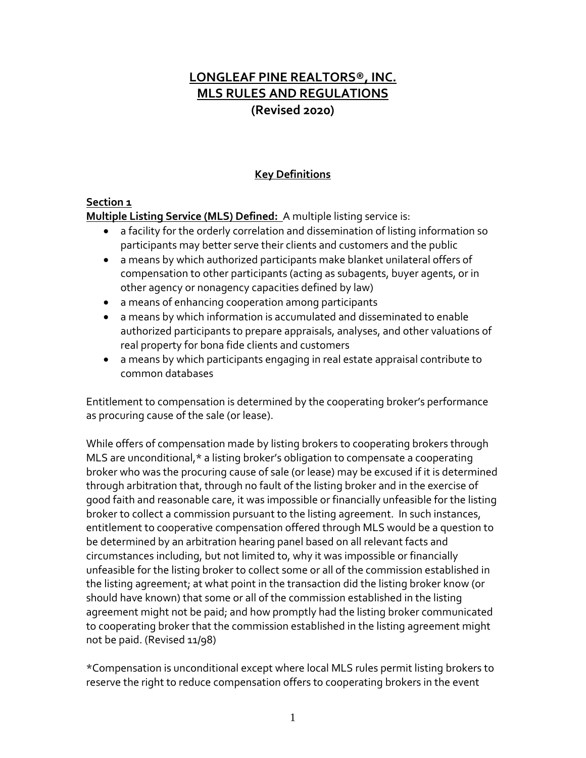# LONGLEAF PINE REALTORS®, INC.
# MLS RULES AND REGULATIONS
## (Revised 2020)

### Key Definitions

**Section 1**

**Multiple Listing Service (MLS) Defined:** A multiple listing service is:

- a facility for the orderly correlation and dissemination of listing information so participants may better serve their clients and customers and the public
- a means by which authorized participants make blanket unilateral offers of compensation to other participants (acting as subagents, buyer agents, or in other agency or nonagency capacities defined by law)
- a means of enhancing cooperation among participants
- a means by which information is accumulated and disseminated to enable authorized participants to prepare appraisals, analyses, and other valuations of real property for bona fide clients and customers
- a means by which participants engaging in real estate appraisal contribute to common databases

Entitlement to compensation is determined by the cooperating broker's performance as procuring cause of the sale (or lease).

While offers of compensation made by listing brokers to cooperating brokers through MLS are unconditional,* a listing broker's obligation to compensate a cooperating broker who was the procuring cause of sale (or lease) may be excused if it is determined through arbitration that, through no fault of the listing broker and in the exercise of good faith and reasonable care, it was impossible or financially unfeasible for the listing broker to collect a commission pursuant to the listing agreement. In such instances, entitlement to cooperative compensation offered through MLS would be a question to be determined by an arbitration hearing panel based on all relevant facts and circumstances including, but not limited to, why it was impossible or financially unfeasible for the listing broker to collect some or all of the commission established in the listing agreement; at what point in the transaction did the listing broker know (or should have known) that some or all of the commission established in the listing agreement might not be paid; and how promptly had the listing broker communicated to cooperating broker that the commission established in the listing agreement might not be paid. (Revised 11/98)

*Compensation is unconditional except where local MLS rules permit listing brokers to reserve the right to reduce compensation offers to cooperating brokers in the event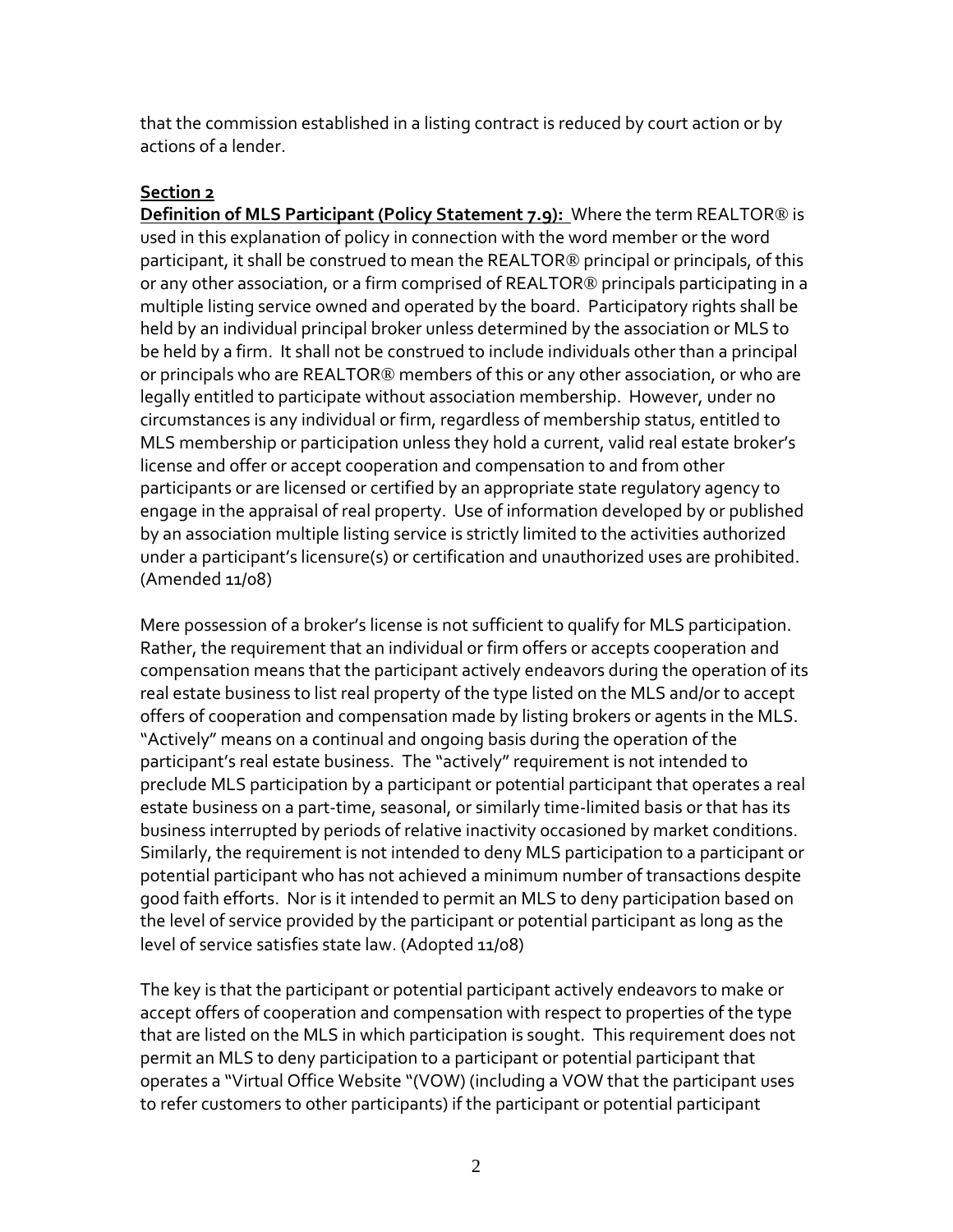that the commission established in a listing contract is reduced by court action or by actions of a lender.

## Section 2

**Definition of MLS Participant (Policy Statement 7.9):** Where the term REALTOR® is used in this explanation of policy in connection with the word member or the word participant, it shall be construed to mean the REALTOR® principal or principals, of this or any other association, or a firm comprised of REALTOR® principals participating in a multiple listing service owned and operated by the board. Participatory rights shall be held by an individual principal broker unless determined by the association or MLS to be held by a firm. It shall not be construed to include individuals other than a principal or principals who are REALTOR® members of this or any other association, or who are legally entitled to participate without association membership. However, under no circumstances is any individual or firm, regardless of membership status, entitled to MLS membership or participation unless they hold a current, valid real estate broker's license and offer or accept cooperation and compensation to and from other participants or are licensed or certified by an appropriate state regulatory agency to engage in the appraisal of real property. Use of information developed by or published by an association multiple listing service is strictly limited to the activities authorized under a participant's licensure(s) or certification and unauthorized uses are prohibited. (Amended 11/08)

Mere possession of a broker's license is not sufficient to qualify for MLS participation. Rather, the requirement that an individual or firm offers or accepts cooperation and compensation means that the participant actively endeavors during the operation of its real estate business to list real property of the type listed on the MLS and/or to accept offers of cooperation and compensation made by listing brokers or agents in the MLS. "Actively" means on a continual and ongoing basis during the operation of the participant's real estate business. The "actively" requirement is not intended to preclude MLS participation by a participant or potential participant that operates a real estate business on a part-time, seasonal, or similarly time-limited basis or that has its business interrupted by periods of relative inactivity occasioned by market conditions. Similarly, the requirement is not intended to deny MLS participation to a participant or potential participant who has not achieved a minimum number of transactions despite good faith efforts. Nor is it intended to permit an MLS to deny participation based on the level of service provided by the participant or potential participant as long as the level of service satisfies state law. (Adopted 11/08)

The key is that the participant or potential participant actively endeavors to make or accept offers of cooperation and compensation with respect to properties of the type that are listed on the MLS in which participation is sought. This requirement does not permit an MLS to deny participation to a participant or potential participant that operates a "Virtual Office Website "(VOW) (including a VOW that the participant uses to refer customers to other participants) if the participant or potential participant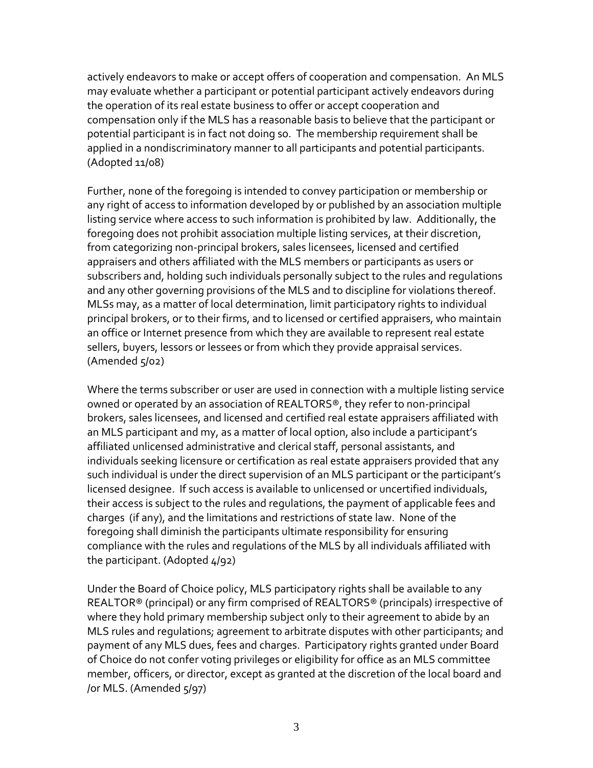actively endeavors to make or accept offers of cooperation and compensation. An MLS may evaluate whether a participant or potential participant actively endeavors during the operation of its real estate business to offer or accept cooperation and compensation only if the MLS has a reasonable basis to believe that the participant or potential participant is in fact not doing so. The membership requirement shall be applied in a nondiscriminatory manner to all participants and potential participants. (Adopted 11/08)

Further, none of the foregoing is intended to convey participation or membership or any right of access to information developed by or published by an association multiple listing service where access to such information is prohibited by law. Additionally, the foregoing does not prohibit association multiple listing services, at their discretion, from categorizing non-principal brokers, sales licensees, licensed and certified appraisers and others affiliated with the MLS members or participants as users or subscribers and, holding such individuals personally subject to the rules and regulations and any other governing provisions of the MLS and to discipline for violations thereof. MLSs may, as a matter of local determination, limit participatory rights to individual principal brokers, or to their firms, and to licensed or certified appraisers, who maintain an office or Internet presence from which they are available to represent real estate sellers, buyers, lessors or lessees or from which they provide appraisal services. (Amended 5/02)

Where the terms subscriber or user are used in connection with a multiple listing service owned or operated by an association of REALTORS®, they refer to non-principal brokers, sales licensees, and licensed and certified real estate appraisers affiliated with an MLS participant and my, as a matter of local option, also include a participant's affiliated unlicensed administrative and clerical staff, personal assistants, and individuals seeking licensure or certification as real estate appraisers provided that any such individual is under the direct supervision of an MLS participant or the participant's licensed designee. If such access is available to unlicensed or uncertified individuals, their access is subject to the rules and regulations, the payment of applicable fees and charges (if any), and the limitations and restrictions of state law. None of the foregoing shall diminish the participants ultimate responsibility for ensuring compliance with the rules and regulations of the MLS by all individuals affiliated with the participant. (Adopted 4/92)

Under the Board of Choice policy, MLS participatory rights shall be available to any REALTOR® (principal) or any firm comprised of REALTORS® (principals) irrespective of where they hold primary membership subject only to their agreement to abide by an MLS rules and regulations; agreement to arbitrate disputes with other participants; and payment of any MLS dues, fees and charges. Participatory rights granted under Board of Choice do not confer voting privileges or eligibility for office as an MLS committee member, officers, or director, except as granted at the discretion of the local board and /or MLS. (Amended 5/97)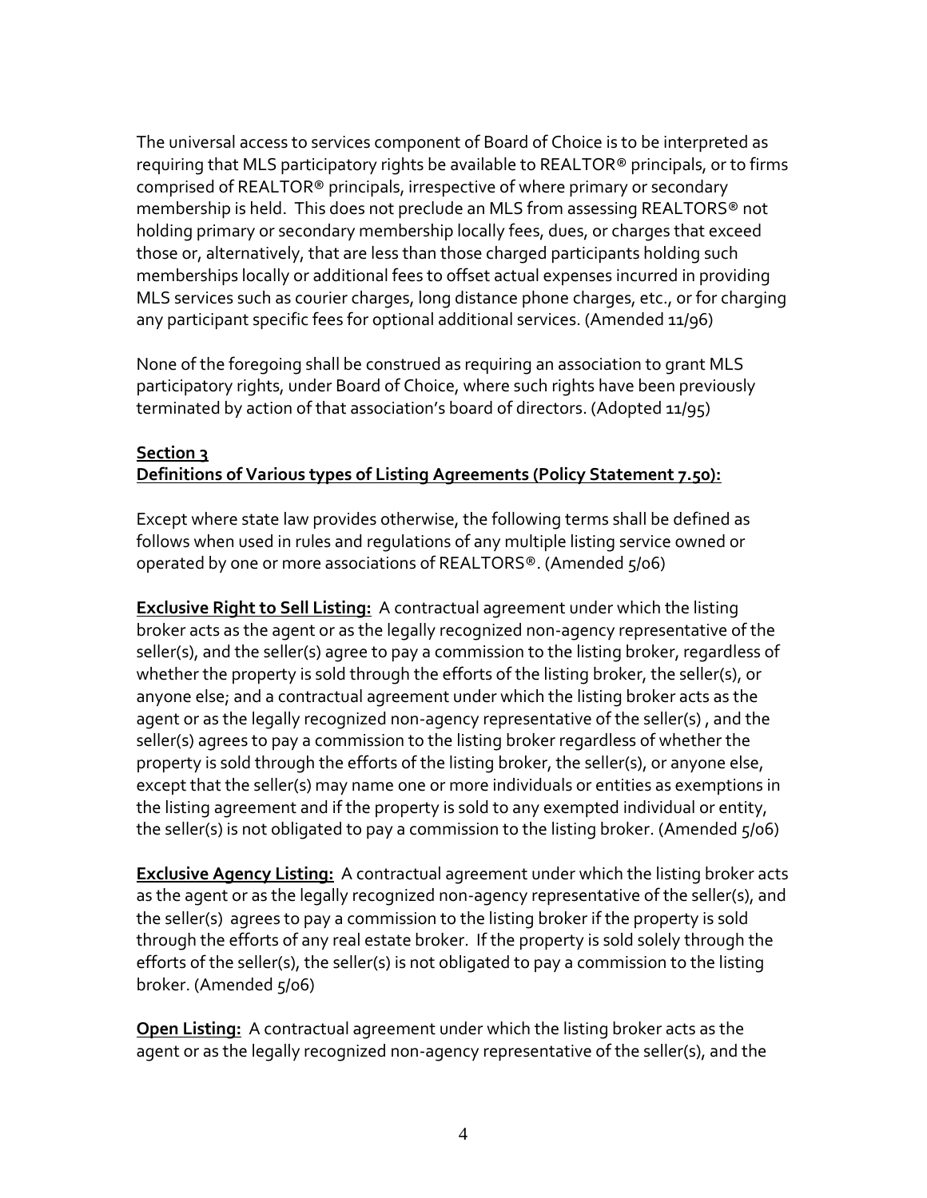The universal access to services component of Board of Choice is to be interpreted as requiring that MLS participatory rights be available to REALTOR® principals, or to firms comprised of REALTOR® principals, irrespective of where primary or secondary membership is held. This does not preclude an MLS from assessing REALTORS® not holding primary or secondary membership locally fees, dues, or charges that exceed those or, alternatively, that are less than those charged participants holding such memberships locally or additional fees to offset actual expenses incurred in providing MLS services such as courier charges, long distance phone charges, etc., or for charging any participant specific fees for optional additional services. (Amended 11/96)

None of the foregoing shall be construed as requiring an association to grant MLS participatory rights, under Board of Choice, where such rights have been previously terminated by action of that association's board of directors. (Adopted 11/95)

**Section 3**
**Definitions of Various types of Listing Agreements (Policy Statement 7.50):**

Except where state law provides otherwise, the following terms shall be defined as follows when used in rules and regulations of any multiple listing service owned or operated by one or more associations of REALTORS®. (Amended 5/06)

**Exclusive Right to Sell Listing:** A contractual agreement under which the listing broker acts as the agent or as the legally recognized non-agency representative of the seller(s), and the seller(s) agree to pay a commission to the listing broker, regardless of whether the property is sold through the efforts of the listing broker, the seller(s), or anyone else; and a contractual agreement under which the listing broker acts as the agent or as the legally recognized non-agency representative of the seller(s) , and the seller(s) agrees to pay a commission to the listing broker regardless of whether the property is sold through the efforts of the listing broker, the seller(s), or anyone else, except that the seller(s) may name one or more individuals or entities as exemptions in the listing agreement and if the property is sold to any exempted individual or entity, the seller(s) is not obligated to pay a commission to the listing broker. (Amended 5/06)

**Exclusive Agency Listing:** A contractual agreement under which the listing broker acts as the agent or as the legally recognized non-agency representative of the seller(s), and the seller(s) agrees to pay a commission to the listing broker if the property is sold through the efforts of any real estate broker. If the property is sold solely through the efforts of the seller(s), the seller(s) is not obligated to pay a commission to the listing broker. (Amended 5/06)

**Open Listing:** A contractual agreement under which the listing broker acts as the agent or as the legally recognized non-agency representative of the seller(s), and the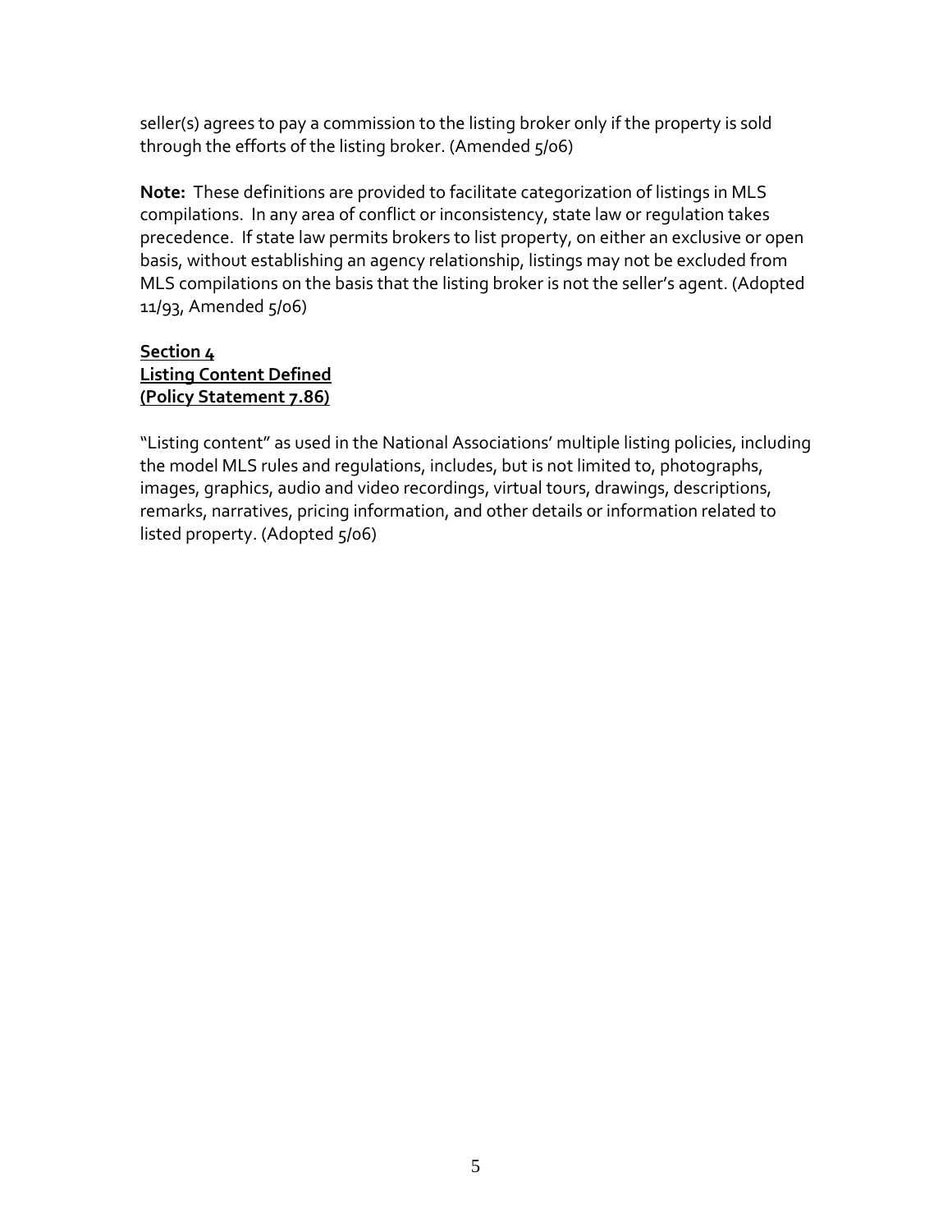seller(s) agrees to pay a commission to the listing broker only if the property is sold through the efforts of the listing broker. (Amended 5/06)

**Note:** These definitions are provided to facilitate categorization of listings in MLS compilations. In any area of conflict or inconsistency, state law or regulation takes precedence. If state law permits brokers to list property, on either an exclusive or open basis, without establishing an agency relationship, listings may not be excluded from MLS compilations on the basis that the listing broker is not the seller's agent. (Adopted 11/93, Amended 5/06)

## Section 4
## Listing Content Defined
## (Policy Statement 7.86)

"Listing content" as used in the National Associations' multiple listing policies, including the model MLS rules and regulations, includes, but is not limited to, photographs, images, graphics, audio and video recordings, virtual tours, drawings, descriptions, remarks, narratives, pricing information, and other details or information related to listed property. (Adopted 5/06)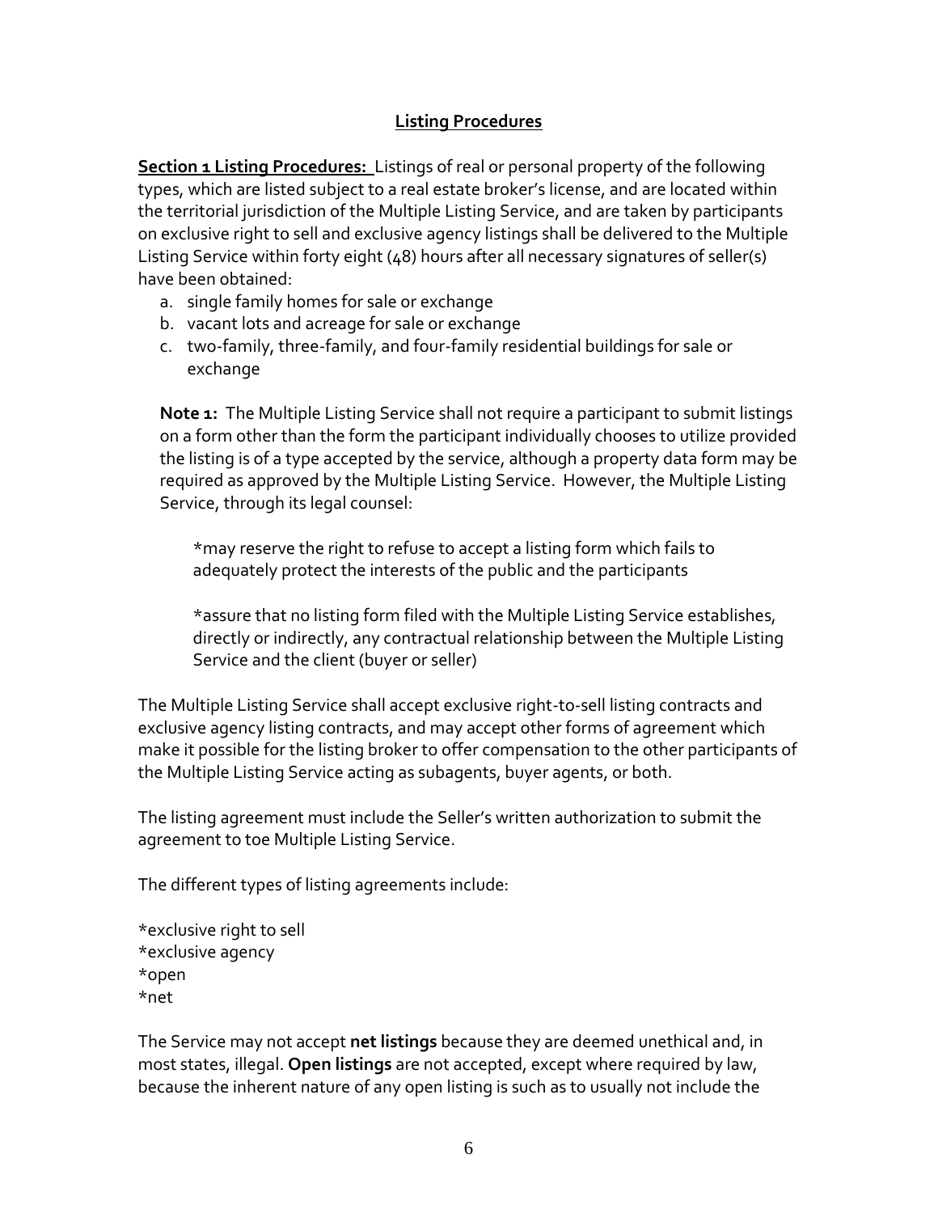## Listing Procedures

**Section 1 Listing Procedures:** Listings of real or personal property of the following types, which are listed subject to a real estate broker's license, and are located within the territorial jurisdiction of the Multiple Listing Service, and are taken by participants on exclusive right to sell and exclusive agency listings shall be delivered to the Multiple Listing Service within forty eight (48) hours after all necessary signatures of seller(s) have been obtained:

a. single family homes for sale or exchange
b. vacant lots and acreage for sale or exchange
c. two-family, three-family, and four-family residential buildings for sale or exchange

**Note 1:** The Multiple Listing Service shall not require a participant to submit listings on a form other than the form the participant individually chooses to utilize provided the listing is of a type accepted by the service, although a property data form may be required as approved by the Multiple Listing Service. However, the Multiple Listing Service, through its legal counsel:

*may reserve the right to refuse to accept a listing form which fails to adequately protect the interests of the public and the participants

*assure that no listing form filed with the Multiple Listing Service establishes, directly or indirectly, any contractual relationship between the Multiple Listing Service and the client (buyer or seller)

The Multiple Listing Service shall accept exclusive right-to-sell listing contracts and exclusive agency listing contracts, and may accept other forms of agreement which make it possible for the listing broker to offer compensation to the other participants of the Multiple Listing Service acting as subagents, buyer agents, or both.

The listing agreement must include the Seller's written authorization to submit the agreement to toe Multiple Listing Service.

The different types of listing agreements include:

*exclusive right to sell
*exclusive agency
*open
*net

The Service may not accept **net listings** because they are deemed unethical and, in most states, illegal. **Open listings** are not accepted, except where required by law, because the inherent nature of any open listing is such as to usually not include the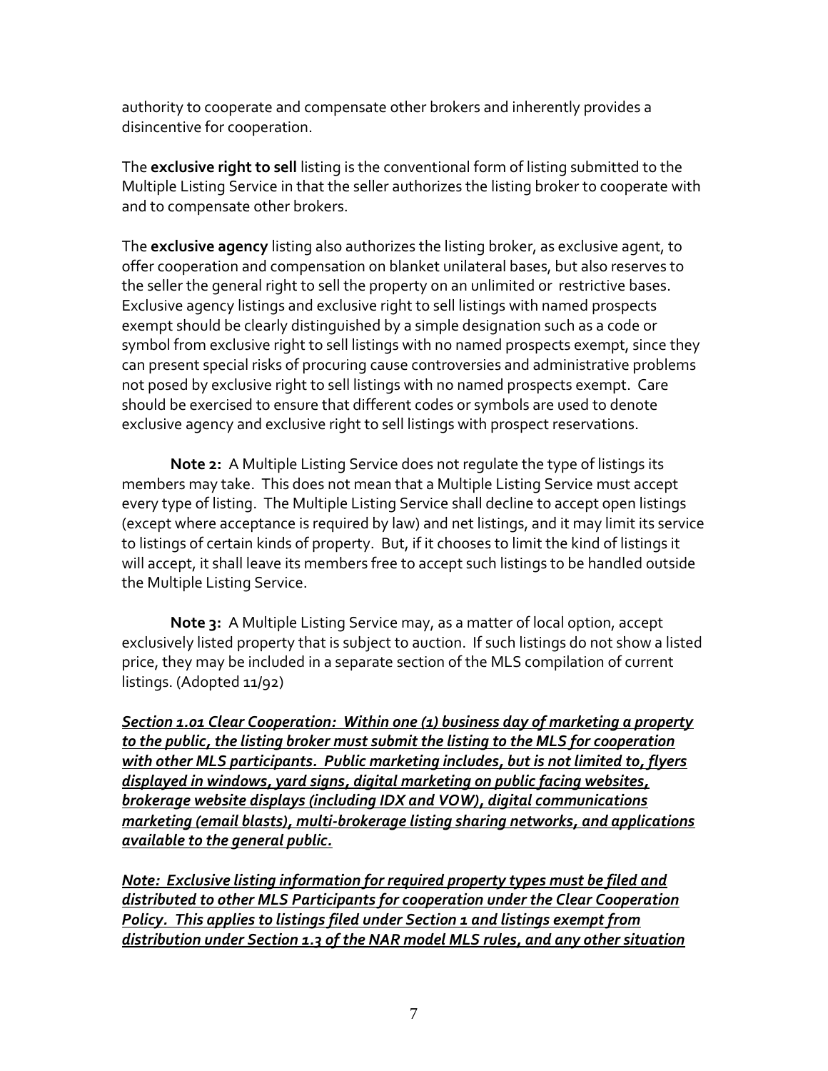authority to cooperate and compensate other brokers and inherently provides a disincentive for cooperation.

The **exclusive right to sell** listing is the conventional form of listing submitted to the Multiple Listing Service in that the seller authorizes the listing broker to cooperate with and to compensate other brokers.

The **exclusive agency** listing also authorizes the listing broker, as exclusive agent, to offer cooperation and compensation on blanket unilateral bases, but also reserves to the seller the general right to sell the property on an unlimited or restrictive bases. Exclusive agency listings and exclusive right to sell listings with named prospects exempt should be clearly distinguished by a simple designation such as a code or symbol from exclusive right to sell listings with no named prospects exempt, since they can present special risks of procuring cause controversies and administrative problems not posed by exclusive right to sell listings with no named prospects exempt. Care should be exercised to ensure that different codes or symbols are used to denote exclusive agency and exclusive right to sell listings with prospect reservations.

**Note 2:** A Multiple Listing Service does not regulate the type of listings its members may take. This does not mean that a Multiple Listing Service must accept every type of listing. The Multiple Listing Service shall decline to accept open listings (except where acceptance is required by law) and net listings, and it may limit its service to listings of certain kinds of property. But, if it chooses to limit the kind of listings it will accept, it shall leave its members free to accept such listings to be handled outside the Multiple Listing Service.

**Note 3:** A Multiple Listing Service may, as a matter of local option, accept exclusively listed property that is subject to auction. If such listings do not show a listed price, they may be included in a separate section of the MLS compilation of current listings. (Adopted 11/92)

***<u>Section 1.01 Clear Cooperation: Within one (1) business day of marketing a property to the public, the listing broker must submit the listing to the MLS for cooperation with other MLS participants. Public marketing includes, but is not limited to, flyers displayed in windows, yard signs, digital marketing on public facing websites, brokerage website displays (including IDX and VOW), digital communications marketing (email blasts), multi-brokerage listing sharing networks, and applications available to the general public.</u>***

***<u>Note: Exclusive listing information for required property types must be filed and distributed to other MLS Participants for cooperation under the Clear Cooperation Policy. This applies to listings filed under Section 1 and listings exempt from distribution under Section 1.3 of the NAR model MLS rules, and any other situation</u>***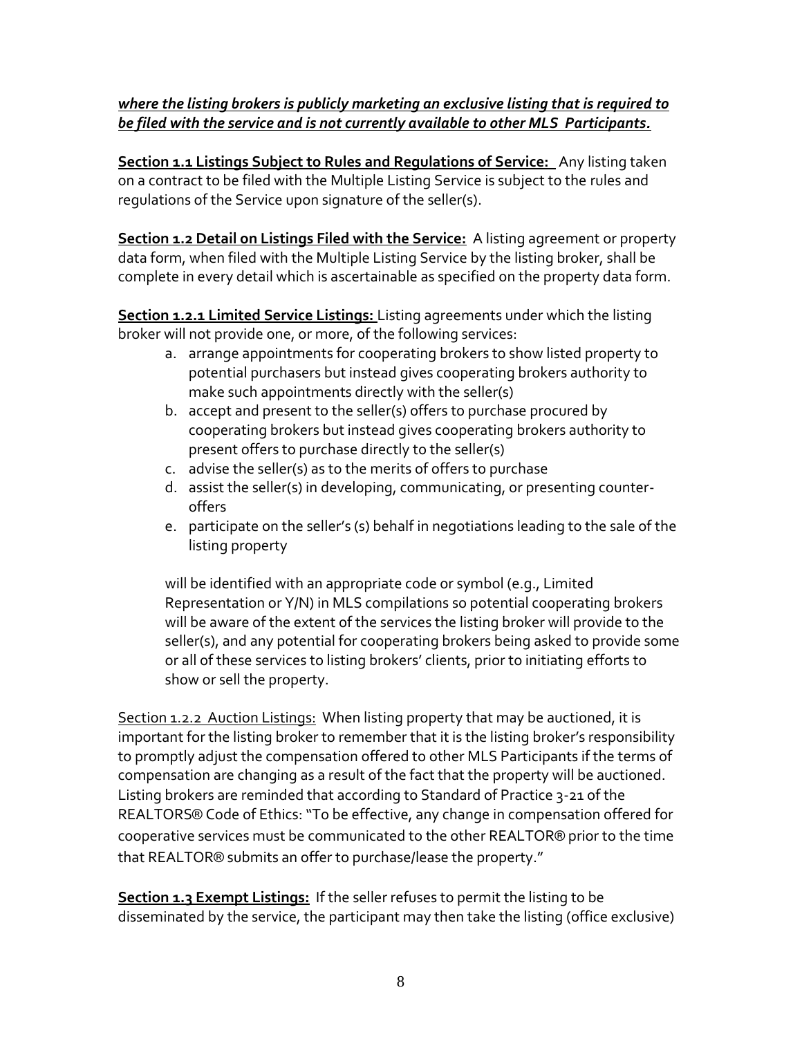***where the listing brokers is publicly marketing an exclusive listing that is required to be filed with the service and is not currently available to other MLS Participants.***

**Section 1.1 Listings Subject to Rules and Regulations of Service:** Any listing taken on a contract to be filed with the Multiple Listing Service is subject to the rules and regulations of the Service upon signature of the seller(s).

**Section 1.2 Detail on Listings Filed with the Service:** A listing agreement or property data form, when filed with the Multiple Listing Service by the listing broker, shall be complete in every detail which is ascertainable as specified on the property data form.

**Section 1.2.1 Limited Service Listings:** Listing agreements under which the listing broker will not provide one, or more, of the following services:

a. arrange appointments for cooperating brokers to show listed property to potential purchasers but instead gives cooperating brokers authority to make such appointments directly with the seller(s)
b. accept and present to the seller(s) offers to purchase procured by cooperating brokers but instead gives cooperating brokers authority to present offers to purchase directly to the seller(s)
c. advise the seller(s) as to the merits of offers to purchase
d. assist the seller(s) in developing, communicating, or presenting counter-offers
e. participate on the seller's (s) behalf in negotiations leading to the sale of the listing property

will be identified with an appropriate code or symbol (e.g., Limited Representation or Y/N) in MLS compilations so potential cooperating brokers will be aware of the extent of the services the listing broker will provide to the seller(s), and any potential for cooperating brokers being asked to provide some or all of these services to listing brokers' clients, prior to initiating efforts to show or sell the property.

Section 1.2.2 Auction Listings: When listing property that may be auctioned, it is important for the listing broker to remember that it is the listing broker's responsibility to promptly adjust the compensation offered to other MLS Participants if the terms of compensation are changing as a result of the fact that the property will be auctioned. Listing brokers are reminded that according to Standard of Practice 3-21 of the REALTORS® Code of Ethics: "To be effective, any change in compensation offered for cooperative services must be communicated to the other REALTOR® prior to the time that REALTOR® submits an offer to purchase/lease the property."

**Section 1.3 Exempt Listings:** If the seller refuses to permit the listing to be disseminated by the service, the participant may then take the listing (office exclusive)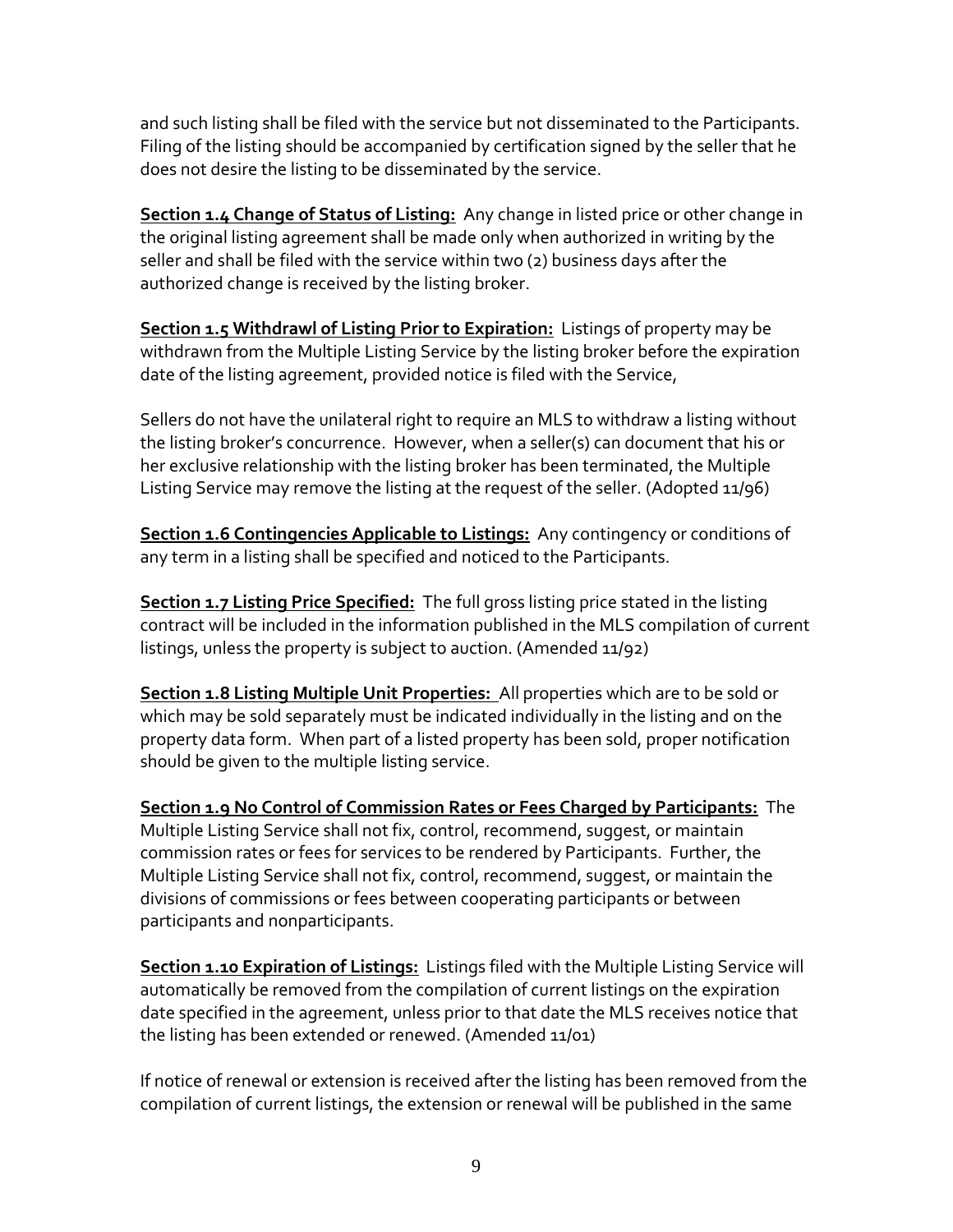and such listing shall be filed with the service but not disseminated to the Participants. Filing of the listing should be accompanied by certification signed by the seller that he does not desire the listing to be disseminated by the service.

**Section 1.4 Change of Status of Listing:** Any change in listed price or other change in the original listing agreement shall be made only when authorized in writing by the seller and shall be filed with the service within two (2) business days after the authorized change is received by the listing broker.

**Section 1.5 Withdrawl of Listing Prior to Expiration:** Listings of property may be withdrawn from the Multiple Listing Service by the listing broker before the expiration date of the listing agreement, provided notice is filed with the Service,

Sellers do not have the unilateral right to require an MLS to withdraw a listing without the listing broker's concurrence. However, when a seller(s) can document that his or her exclusive relationship with the listing broker has been terminated, the Multiple Listing Service may remove the listing at the request of the seller. (Adopted 11/96)

**Section 1.6 Contingencies Applicable to Listings:** Any contingency or conditions of any term in a listing shall be specified and noticed to the Participants.

**Section 1.7 Listing Price Specified:** The full gross listing price stated in the listing contract will be included in the information published in the MLS compilation of current listings, unless the property is subject to auction. (Amended 11/92)

**Section 1.8 Listing Multiple Unit Properties:** All properties which are to be sold or which may be sold separately must be indicated individually in the listing and on the property data form. When part of a listed property has been sold, proper notification should be given to the multiple listing service.

**Section 1.9 No Control of Commission Rates or Fees Charged by Participants:** The Multiple Listing Service shall not fix, control, recommend, suggest, or maintain commission rates or fees for services to be rendered by Participants. Further, the Multiple Listing Service shall not fix, control, recommend, suggest, or maintain the divisions of commissions or fees between cooperating participants or between participants and nonparticipants.

**Section 1.10 Expiration of Listings:** Listings filed with the Multiple Listing Service will automatically be removed from the compilation of current listings on the expiration date specified in the agreement, unless prior to that date the MLS receives notice that the listing has been extended or renewed. (Amended 11/01)

If notice of renewal or extension is received after the listing has been removed from the compilation of current listings, the extension or renewal will be published in the same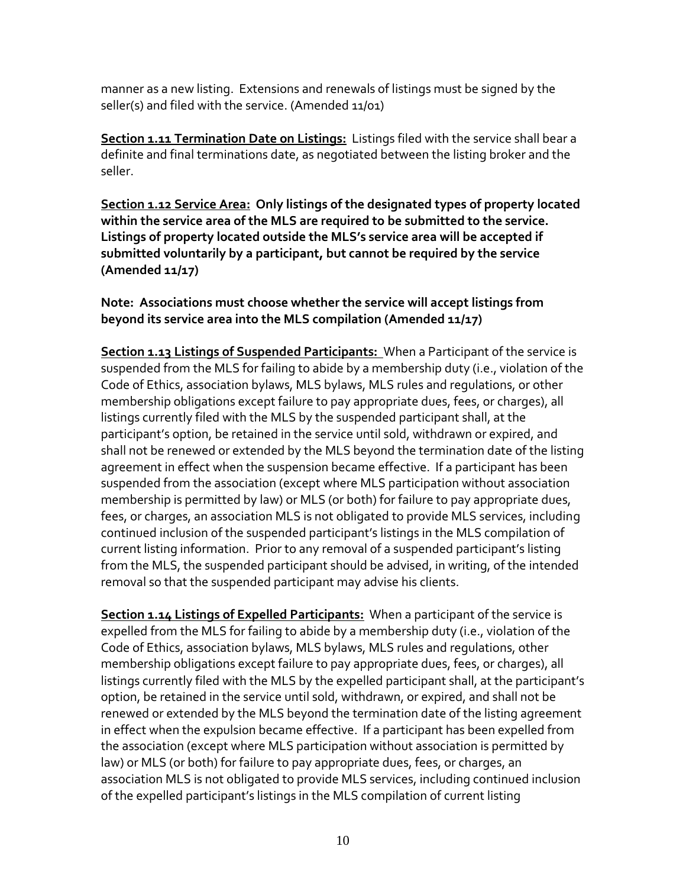manner as a new listing. Extensions and renewals of listings must be signed by the seller(s) and filed with the service. (Amended 11/01)

**Section 1.11 Termination Date on Listings:** Listings filed with the service shall bear a definite and final terminations date, as negotiated between the listing broker and the seller.

**Section 1.12 Service Area: Only listings of the designated types of property located within the service area of the MLS are required to be submitted to the service. Listings of property located outside the MLS's service area will be accepted if submitted voluntarily by a participant, but cannot be required by the service (Amended 11/17)**

**Note: Associations must choose whether the service will accept listings from beyond its service area into the MLS compilation (Amended 11/17)**

**Section 1.13 Listings of Suspended Participants:** When a Participant of the service is suspended from the MLS for failing to abide by a membership duty (i.e., violation of the Code of Ethics, association bylaws, MLS bylaws, MLS rules and regulations, or other membership obligations except failure to pay appropriate dues, fees, or charges), all listings currently filed with the MLS by the suspended participant shall, at the participant's option, be retained in the service until sold, withdrawn or expired, and shall not be renewed or extended by the MLS beyond the termination date of the listing agreement in effect when the suspension became effective. If a participant has been suspended from the association (except where MLS participation without association membership is permitted by law) or MLS (or both) for failure to pay appropriate dues, fees, or charges, an association MLS is not obligated to provide MLS services, including continued inclusion of the suspended participant's listings in the MLS compilation of current listing information. Prior to any removal of a suspended participant's listing from the MLS, the suspended participant should be advised, in writing, of the intended removal so that the suspended participant may advise his clients.

**Section 1.14 Listings of Expelled Participants:** When a participant of the service is expelled from the MLS for failing to abide by a membership duty (i.e., violation of the Code of Ethics, association bylaws, MLS bylaws, MLS rules and regulations, other membership obligations except failure to pay appropriate dues, fees, or charges), all listings currently filed with the MLS by the expelled participant shall, at the participant's option, be retained in the service until sold, withdrawn, or expired, and shall not be renewed or extended by the MLS beyond the termination date of the listing agreement in effect when the expulsion became effective. If a participant has been expelled from the association (except where MLS participation without association is permitted by law) or MLS (or both) for failure to pay appropriate dues, fees, or charges, an association MLS is not obligated to provide MLS services, including continued inclusion of the expelled participant's listings in the MLS compilation of current listing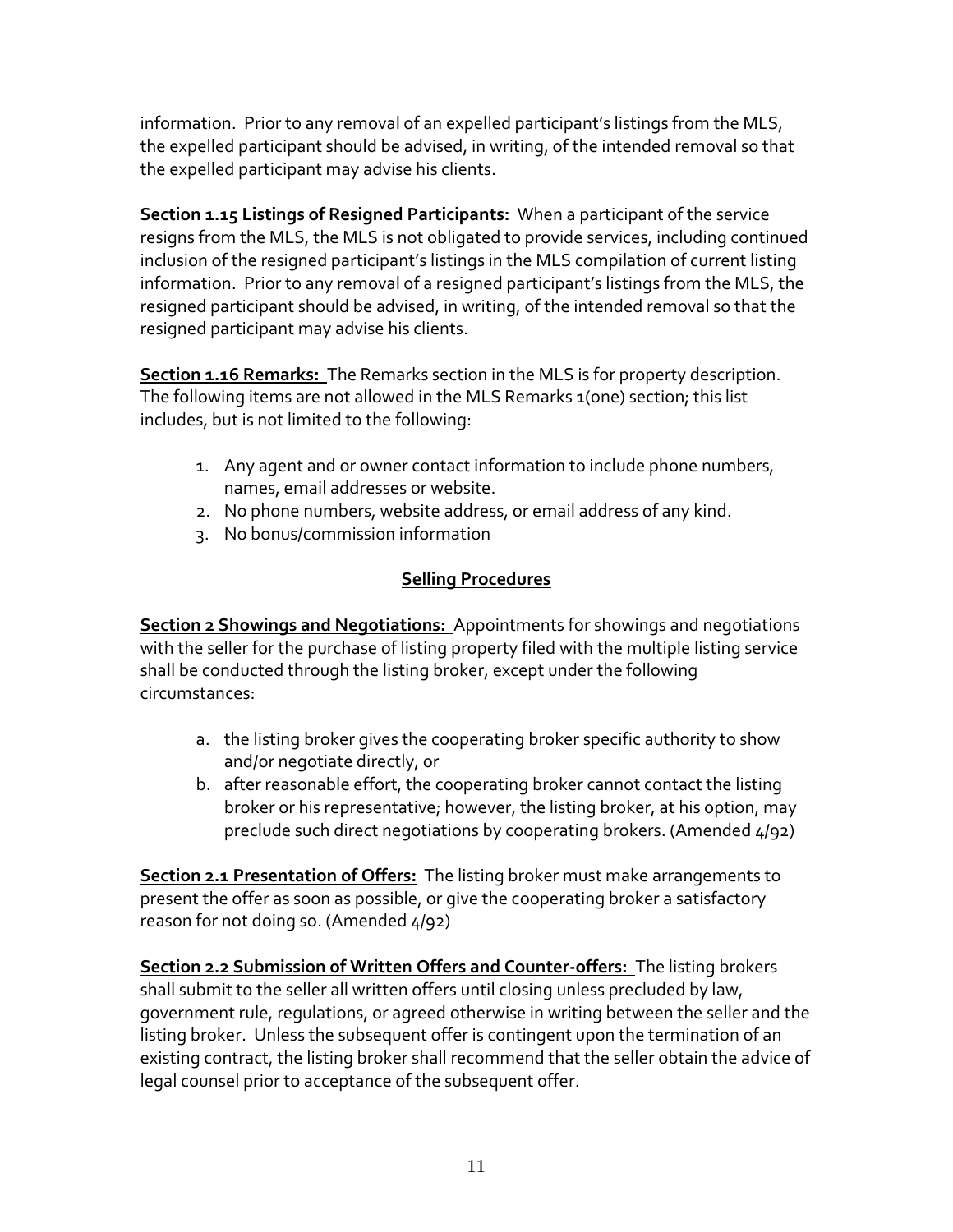information. Prior to any removal of an expelled participant's listings from the MLS, the expelled participant should be advised, in writing, of the intended removal so that the expelled participant may advise his clients.

**Section 1.15 Listings of Resigned Participants:** When a participant of the service resigns from the MLS, the MLS is not obligated to provide services, including continued inclusion of the resigned participant's listings in the MLS compilation of current listing information. Prior to any removal of a resigned participant's listings from the MLS, the resigned participant should be advised, in writing, of the intended removal so that the resigned participant may advise his clients.

**Section 1.16 Remarks:** The Remarks section in the MLS is for property description. The following items are not allowed in the MLS Remarks 1(one) section; this list includes, but is not limited to the following:

1. Any agent and or owner contact information to include phone numbers, names, email addresses or website.
2. No phone numbers, website address, or email address of any kind.
3. No bonus/commission information

## Selling Procedures

**Section 2 Showings and Negotiations:** Appointments for showings and negotiations with the seller for the purchase of listing property filed with the multiple listing service shall be conducted through the listing broker, except under the following circumstances:

a. the listing broker gives the cooperating broker specific authority to show and/or negotiate directly, or
b. after reasonable effort, the cooperating broker cannot contact the listing broker or his representative; however, the listing broker, at his option, may preclude such direct negotiations by cooperating brokers. (Amended 4/92)

**Section 2.1 Presentation of Offers:** The listing broker must make arrangements to present the offer as soon as possible, or give the cooperating broker a satisfactory reason for not doing so. (Amended 4/92)

**Section 2.2 Submission of Written Offers and Counter-offers:** The listing brokers shall submit to the seller all written offers until closing unless precluded by law, government rule, regulations, or agreed otherwise in writing between the seller and the listing broker. Unless the subsequent offer is contingent upon the termination of an existing contract, the listing broker shall recommend that the seller obtain the advice of legal counsel prior to acceptance of the subsequent offer.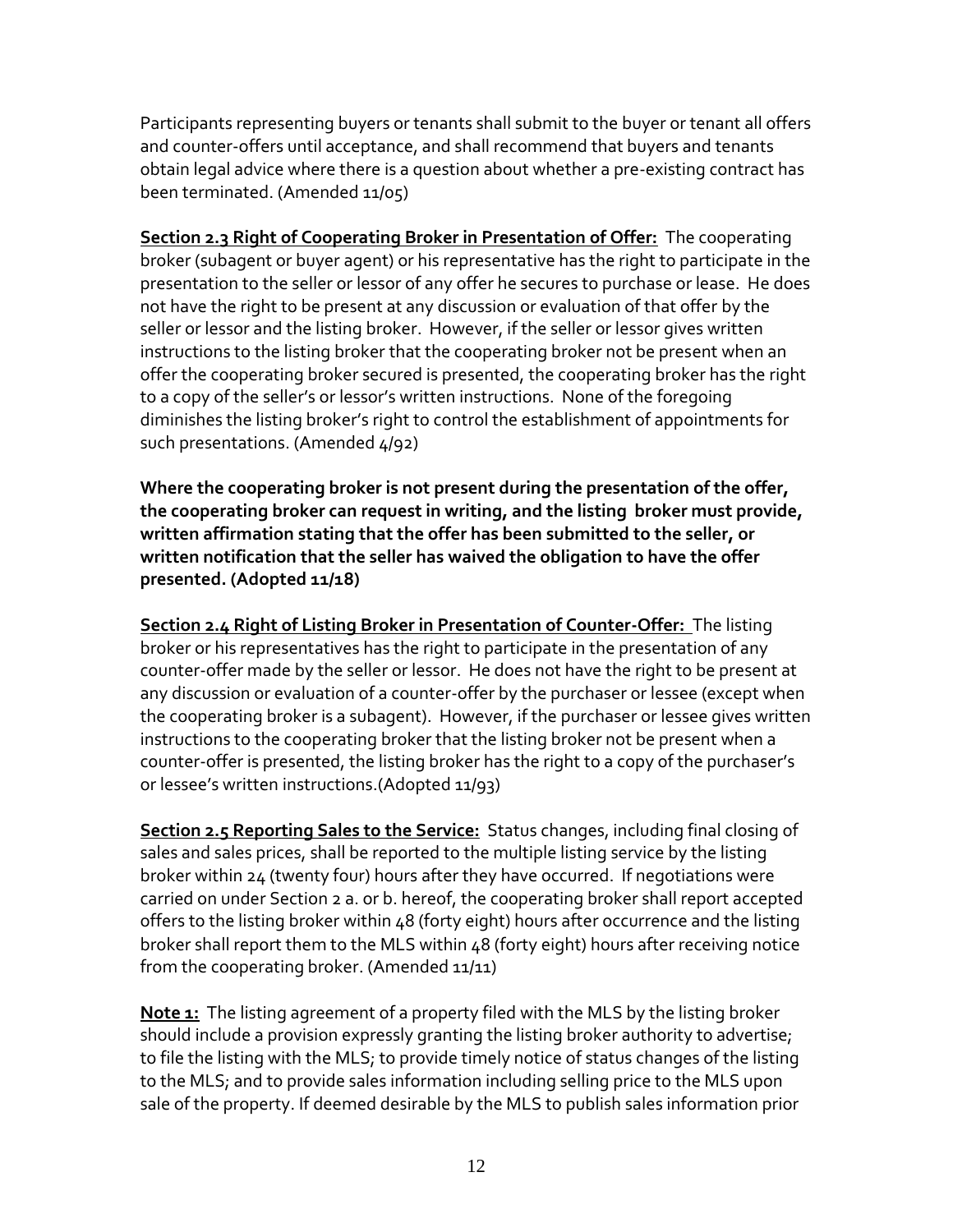Participants representing buyers or tenants shall submit to the buyer or tenant all offers and counter-offers until acceptance, and shall recommend that buyers and tenants obtain legal advice where there is a question about whether a pre-existing contract has been terminated. (Amended 11/05)

**<u>Section 2.3 Right of Cooperating Broker in Presentation of Offer:</u>** The cooperating broker (subagent or buyer agent) or his representative has the right to participate in the presentation to the seller or lessor of any offer he secures to purchase or lease. He does not have the right to be present at any discussion or evaluation of that offer by the seller or lessor and the listing broker. However, if the seller or lessor gives written instructions to the listing broker that the cooperating broker not be present when an offer the cooperating broker secured is presented, the cooperating broker has the right to a copy of the seller's or lessor's written instructions. None of the foregoing diminishes the listing broker's right to control the establishment of appointments for such presentations. (Amended 4/92)

**Where the cooperating broker is not present during the presentation of the offer, the cooperating broker can request in writing, and the listing broker must provide, written affirmation stating that the offer has been submitted to the seller, or written notification that the seller has waived the obligation to have the offer presented. (Adopted 11/18)**

**<u>Section 2.4 Right of Listing Broker in Presentation of Counter-Offer:</u>** The listing broker or his representatives has the right to participate in the presentation of any counter-offer made by the seller or lessor. He does not have the right to be present at any discussion or evaluation of a counter-offer by the purchaser or lessee (except when the cooperating broker is a subagent). However, if the purchaser or lessee gives written instructions to the cooperating broker that the listing broker not be present when a counter-offer is presented, the listing broker has the right to a copy of the purchaser's or lessee's written instructions.(Adopted 11/93)

**<u>Section 2.5 Reporting Sales to the Service:</u>** Status changes, including final closing of sales and sales prices, shall be reported to the multiple listing service by the listing broker within 24 (twenty four) hours after they have occurred. If negotiations were carried on under Section 2 a. or b. hereof, the cooperating broker shall report accepted offers to the listing broker within 48 (forty eight) hours after occurrence and the listing broker shall report them to the MLS within 48 (forty eight) hours after receiving notice from the cooperating broker. (Amended 11/11)

**<u>Note 1:</u>** The listing agreement of a property filed with the MLS by the listing broker should include a provision expressly granting the listing broker authority to advertise; to file the listing with the MLS; to provide timely notice of status changes of the listing to the MLS; and to provide sales information including selling price to the MLS upon sale of the property. If deemed desirable by the MLS to publish sales information prior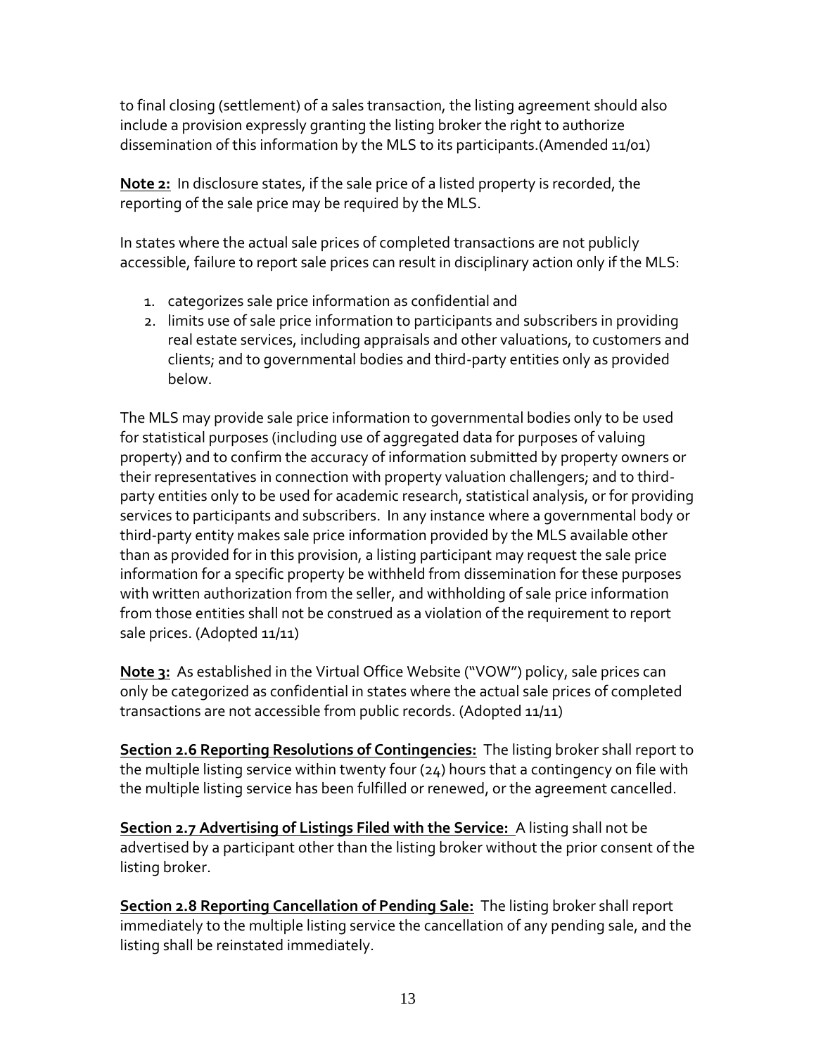to final closing (settlement) of a sales transaction, the listing agreement should also include a provision expressly granting the listing broker the right to authorize dissemination of this information by the MLS to its participants.(Amended 11/01)

**<u>Note 2:</u>** In disclosure states, if the sale price of a listed property is recorded, the reporting of the sale price may be required by the MLS.

In states where the actual sale prices of completed transactions are not publicly accessible, failure to report sale prices can result in disciplinary action only if the MLS:

1. categorizes sale price information as confidential and
2. limits use of sale price information to participants and subscribers in providing real estate services, including appraisals and other valuations, to customers and clients; and to governmental bodies and third-party entities only as provided below.

The MLS may provide sale price information to governmental bodies only to be used for statistical purposes (including use of aggregated data for purposes of valuing property) and to confirm the accuracy of information submitted by property owners or their representatives in connection with property valuation challengers; and to third-party entities only to be used for academic research, statistical analysis, or for providing services to participants and subscribers. In any instance where a governmental body or third-party entity makes sale price information provided by the MLS available other than as provided for in this provision, a listing participant may request the sale price information for a specific property be withheld from dissemination for these purposes with written authorization from the seller, and withholding of sale price information from those entities shall not be construed as a violation of the requirement to report sale prices. (Adopted 11/11)

**<u>Note 3:</u>** As established in the Virtual Office Website ("VOW") policy, sale prices can only be categorized as confidential in states where the actual sale prices of completed transactions are not accessible from public records. (Adopted 11/11)

**<u>Section 2.6 Reporting Resolutions of Contingencies:</u>** The listing broker shall report to the multiple listing service within twenty four (24) hours that a contingency on file with the multiple listing service has been fulfilled or renewed, or the agreement cancelled.

**<u>Section 2.7 Advertising of Listings Filed with the Service:</u>** A listing shall not be advertised by a participant other than the listing broker without the prior consent of the listing broker.

**<u>Section 2.8 Reporting Cancellation of Pending Sale:</u>** The listing broker shall report immediately to the multiple listing service the cancellation of any pending sale, and the listing shall be reinstated immediately.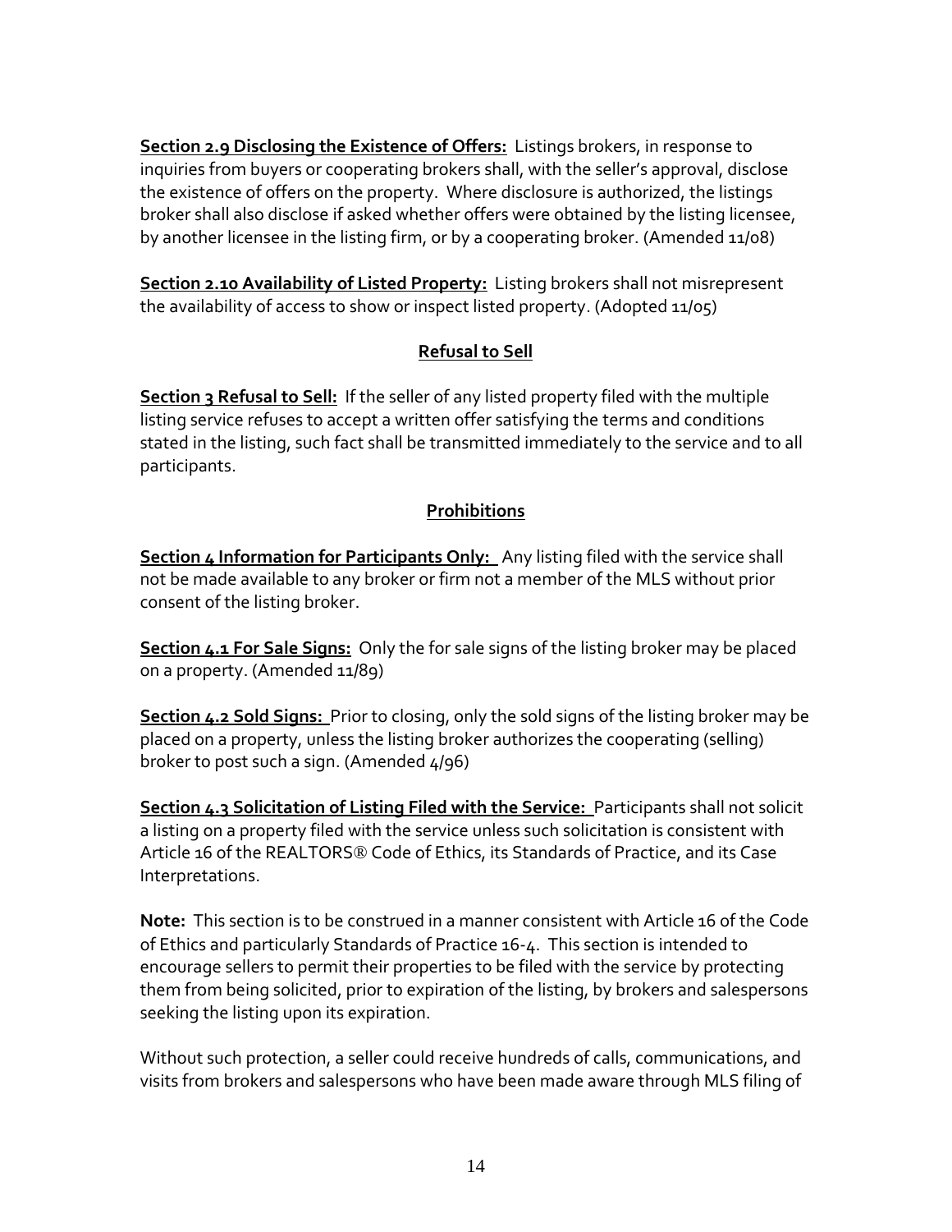**Section 2.9 Disclosing the Existence of Offers:** Listings brokers, in response to inquiries from buyers or cooperating brokers shall, with the seller's approval, disclose the existence of offers on the property. Where disclosure is authorized, the listings broker shall also disclose if asked whether offers were obtained by the listing licensee, by another licensee in the listing firm, or by a cooperating broker. (Amended 11/08)

**Section 2.10 Availability of Listed Property:** Listing brokers shall not misrepresent the availability of access to show or inspect listed property. (Adopted 11/05)

## Refusal to Sell

**Section 3 Refusal to Sell:** If the seller of any listed property filed with the multiple listing service refuses to accept a written offer satisfying the terms and conditions stated in the listing, such fact shall be transmitted immediately to the service and to all participants.

## Prohibitions

**Section 4 Information for Participants Only:** Any listing filed with the service shall not be made available to any broker or firm not a member of the MLS without prior consent of the listing broker.

**Section 4.1 For Sale Signs:** Only the for sale signs of the listing broker may be placed on a property. (Amended 11/89)

**Section 4.2 Sold Signs:** Prior to closing, only the sold signs of the listing broker may be placed on a property, unless the listing broker authorizes the cooperating (selling) broker to post such a sign. (Amended 4/96)

**Section 4.3 Solicitation of Listing Filed with the Service:** Participants shall not solicit a listing on a property filed with the service unless such solicitation is consistent with Article 16 of the REALTORS® Code of Ethics, its Standards of Practice, and its Case Interpretations.

**Note:** This section is to be construed in a manner consistent with Article 16 of the Code of Ethics and particularly Standards of Practice 16-4. This section is intended to encourage sellers to permit their properties to be filed with the service by protecting them from being solicited, prior to expiration of the listing, by brokers and salespersons seeking the listing upon its expiration.

Without such protection, a seller could receive hundreds of calls, communications, and visits from brokers and salespersons who have been made aware through MLS filing of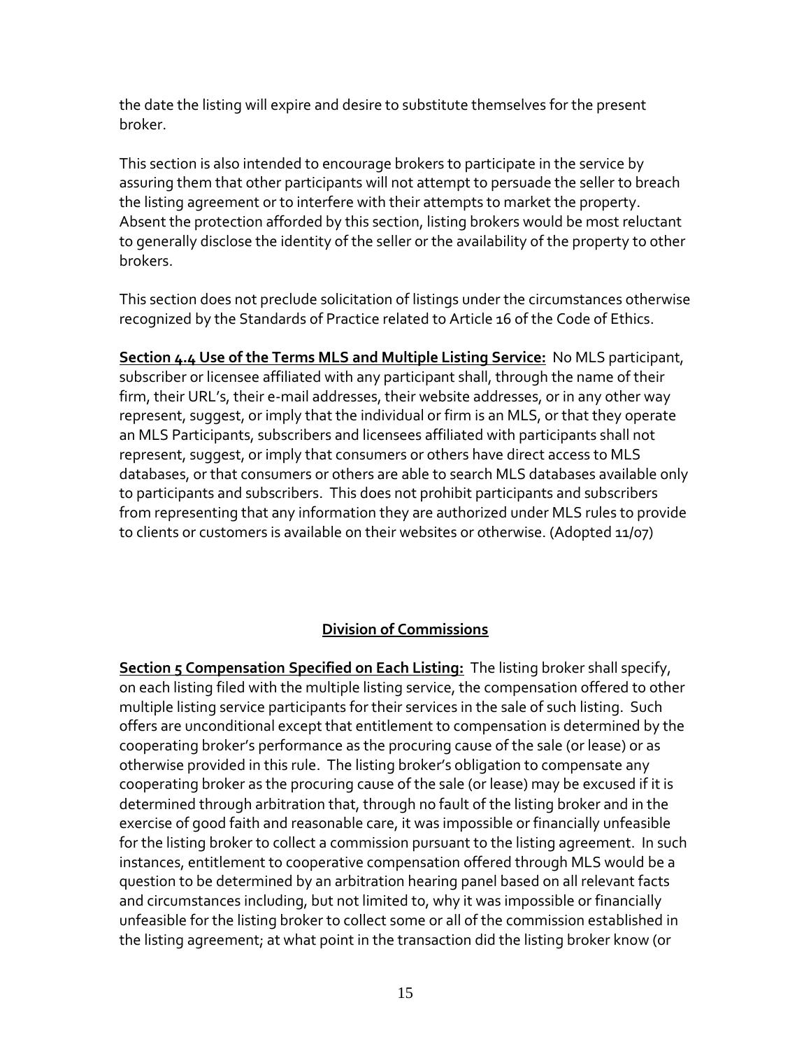the date the listing will expire and desire to substitute themselves for the present broker.

This section is also intended to encourage brokers to participate in the service by assuring them that other participants will not attempt to persuade the seller to breach the listing agreement or to interfere with their attempts to market the property. Absent the protection afforded by this section, listing brokers would be most reluctant to generally disclose the identity of the seller or the availability of the property to other brokers.

This section does not preclude solicitation of listings under the circumstances otherwise recognized by the Standards of Practice related to Article 16 of the Code of Ethics.

**Section 4.4 Use of the Terms MLS and Multiple Listing Service:** No MLS participant, subscriber or licensee affiliated with any participant shall, through the name of their firm, their URL's, their e-mail addresses, their website addresses, or in any other way represent, suggest, or imply that the individual or firm is an MLS, or that they operate an MLS Participants, subscribers and licensees affiliated with participants shall not represent, suggest, or imply that consumers or others have direct access to MLS databases, or that consumers or others are able to search MLS databases available only to participants and subscribers. This does not prohibit participants and subscribers from representing that any information they are authorized under MLS rules to provide to clients or customers is available on their websites or otherwise. (Adopted 11/07)

## Division of Commissions

**Section 5 Compensation Specified on Each Listing:** The listing broker shall specify, on each listing filed with the multiple listing service, the compensation offered to other multiple listing service participants for their services in the sale of such listing. Such offers are unconditional except that entitlement to compensation is determined by the cooperating broker's performance as the procuring cause of the sale (or lease) or as otherwise provided in this rule. The listing broker's obligation to compensate any cooperating broker as the procuring cause of the sale (or lease) may be excused if it is determined through arbitration that, through no fault of the listing broker and in the exercise of good faith and reasonable care, it was impossible or financially unfeasible for the listing broker to collect a commission pursuant to the listing agreement. In such instances, entitlement to cooperative compensation offered through MLS would be a question to be determined by an arbitration hearing panel based on all relevant facts and circumstances including, but not limited to, why it was impossible or financially unfeasible for the listing broker to collect some or all of the commission established in the listing agreement; at what point in the transaction did the listing broker know (or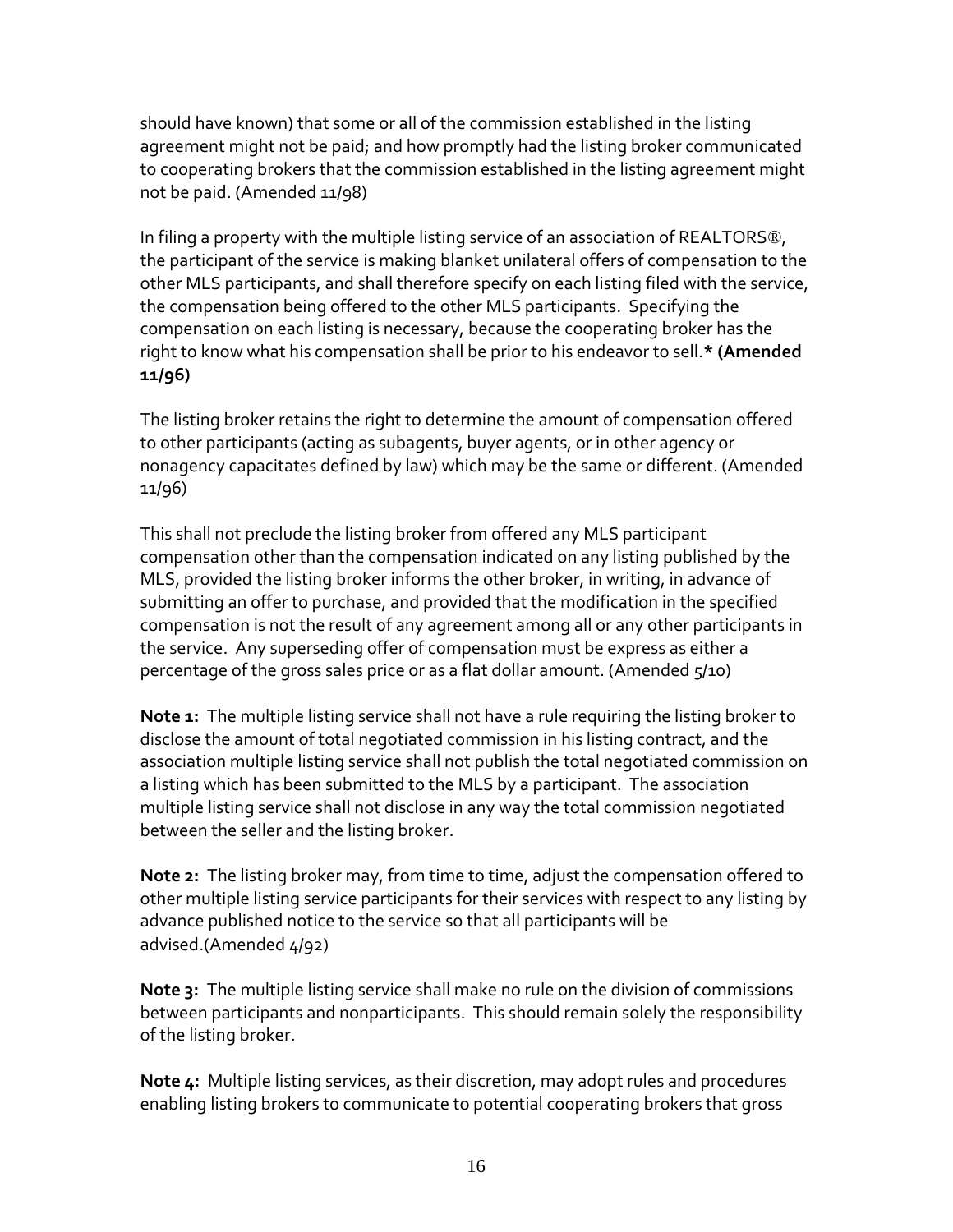should have known) that some or all of the commission established in the listing agreement might not be paid; and how promptly had the listing broker communicated to cooperating brokers that the commission established in the listing agreement might not be paid. (Amended 11/98)

In filing a property with the multiple listing service of an association of REALTORS®, the participant of the service is making blanket unilateral offers of compensation to the other MLS participants, and shall therefore specify on each listing filed with the service, the compensation being offered to the other MLS participants. Specifying the compensation on each listing is necessary, because the cooperating broker has the right to know what his compensation shall be prior to his endeavor to sell.* **(Amended 11/96)**

The listing broker retains the right to determine the amount of compensation offered to other participants (acting as subagents, buyer agents, or in other agency or nonagency capacitates defined by law) which may be the same or different. (Amended 11/96)

This shall not preclude the listing broker from offered any MLS participant compensation other than the compensation indicated on any listing published by the MLS, provided the listing broker informs the other broker, in writing, in advance of submitting an offer to purchase, and provided that the modification in the specified compensation is not the result of any agreement among all or any other participants in the service. Any superseding offer of compensation must be express as either a percentage of the gross sales price or as a flat dollar amount. (Amended 5/10)

**Note 1:** The multiple listing service shall not have a rule requiring the listing broker to disclose the amount of total negotiated commission in his listing contract, and the association multiple listing service shall not publish the total negotiated commission on a listing which has been submitted to the MLS by a participant. The association multiple listing service shall not disclose in any way the total commission negotiated between the seller and the listing broker.

**Note 2:** The listing broker may, from time to time, adjust the compensation offered to other multiple listing service participants for their services with respect to any listing by advance published notice to the service so that all participants will be advised.(Amended 4/92)

**Note 3:** The multiple listing service shall make no rule on the division of commissions between participants and nonparticipants. This should remain solely the responsibility of the listing broker.

**Note 4:** Multiple listing services, as their discretion, may adopt rules and procedures enabling listing brokers to communicate to potential cooperating brokers that gross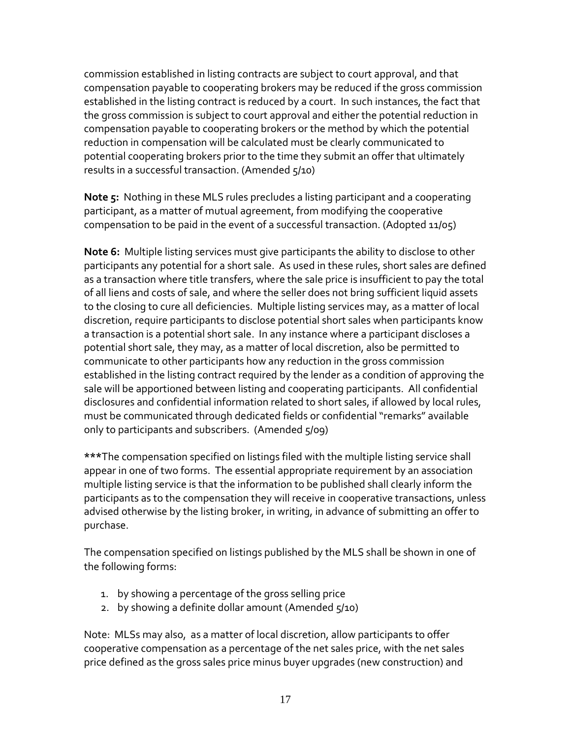commission established in listing contracts are subject to court approval, and that compensation payable to cooperating brokers may be reduced if the gross commission established in the listing contract is reduced by a court. In such instances, the fact that the gross commission is subject to court approval and either the potential reduction in compensation payable to cooperating brokers or the method by which the potential reduction in compensation will be calculated must be clearly communicated to potential cooperating brokers prior to the time they submit an offer that ultimately results in a successful transaction. (Amended 5/10)

**Note 5:** Nothing in these MLS rules precludes a listing participant and a cooperating participant, as a matter of mutual agreement, from modifying the cooperative compensation to be paid in the event of a successful transaction. (Adopted 11/05)

**Note 6:** Multiple listing services must give participants the ability to disclose to other participants any potential for a short sale. As used in these rules, short sales are defined as a transaction where title transfers, where the sale price is insufficient to pay the total of all liens and costs of sale, and where the seller does not bring sufficient liquid assets to the closing to cure all deficiencies. Multiple listing services may, as a matter of local discretion, require participants to disclose potential short sales when participants know a transaction is a potential short sale. In any instance where a participant discloses a potential short sale, they may, as a matter of local discretion, also be permitted to communicate to other participants how any reduction in the gross commission established in the listing contract required by the lender as a condition of approving the sale will be apportioned between listing and cooperating participants. All confidential disclosures and confidential information related to short sales, if allowed by local rules, must be communicated through dedicated fields or confidential "remarks" available only to participants and subscribers. (Amended 5/09)

***The compensation specified on listings filed with the multiple listing service shall appear in one of two forms. The essential appropriate requirement by an association multiple listing service is that the information to be published shall clearly inform the participants as to the compensation they will receive in cooperative transactions, unless advised otherwise by the listing broker, in writing, in advance of submitting an offer to purchase.

The compensation specified on listings published by the MLS shall be shown in one of the following forms:

1. by showing a percentage of the gross selling price
2. by showing a definite dollar amount (Amended 5/10)

Note: MLSs may also, as a matter of local discretion, allow participants to offer cooperative compensation as a percentage of the net sales price, with the net sales price defined as the gross sales price minus buyer upgrades (new construction) and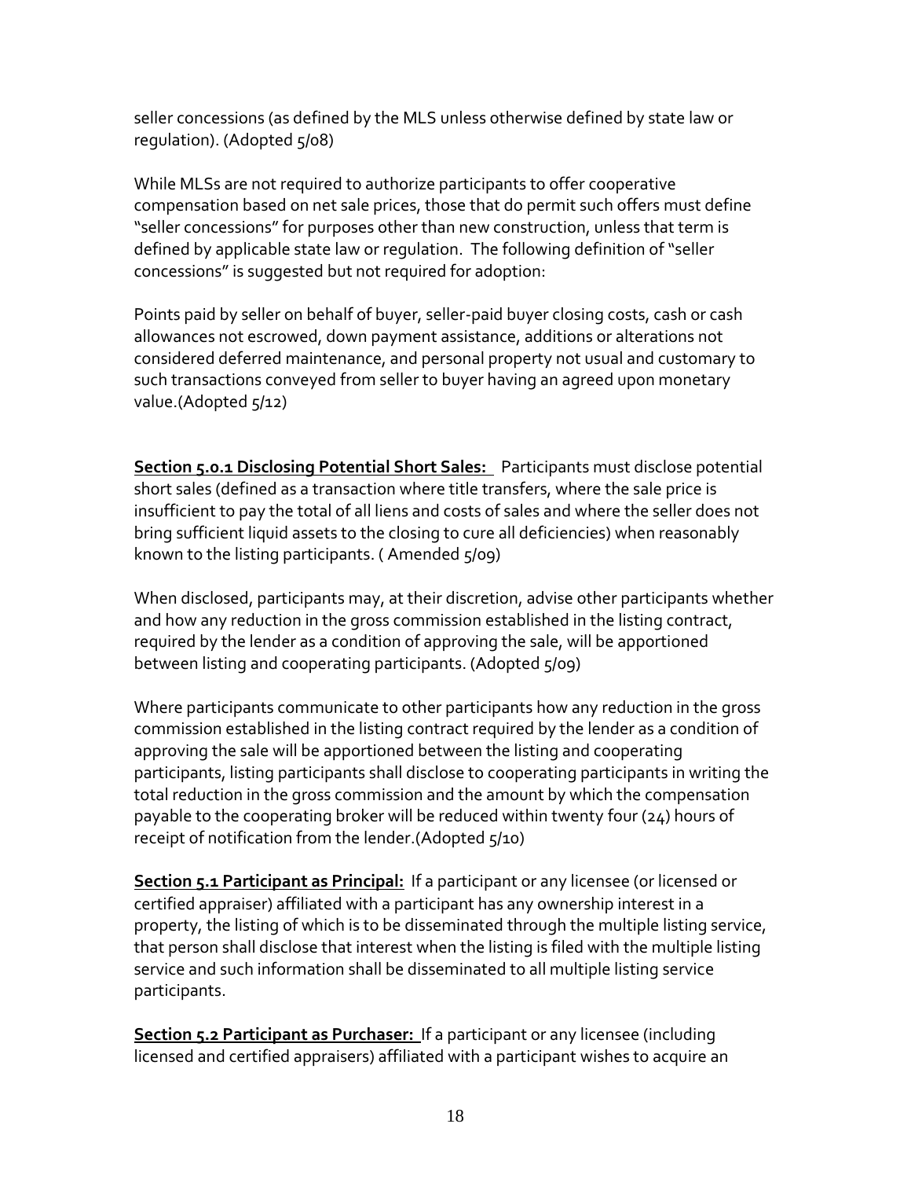seller concessions (as defined by the MLS unless otherwise defined by state law or regulation). (Adopted 5/08)

While MLSs are not required to authorize participants to offer cooperative compensation based on net sale prices, those that do permit such offers must define "seller concessions" for purposes other than new construction, unless that term is defined by applicable state law or regulation. The following definition of "seller concessions" is suggested but not required for adoption:

Points paid by seller on behalf of buyer, seller-paid buyer closing costs, cash or cash allowances not escrowed, down payment assistance, additions or alterations not considered deferred maintenance, and personal property not usual and customary to such transactions conveyed from seller to buyer having an agreed upon monetary value.(Adopted 5/12)

**Section 5.0.1 Disclosing Potential Short Sales:** Participants must disclose potential short sales (defined as a transaction where title transfers, where the sale price is insufficient to pay the total of all liens and costs of sales and where the seller does not bring sufficient liquid assets to the closing to cure all deficiencies) when reasonably known to the listing participants. ( Amended 5/09)

When disclosed, participants may, at their discretion, advise other participants whether and how any reduction in the gross commission established in the listing contract, required by the lender as a condition of approving the sale, will be apportioned between listing and cooperating participants. (Adopted 5/09)

Where participants communicate to other participants how any reduction in the gross commission established in the listing contract required by the lender as a condition of approving the sale will be apportioned between the listing and cooperating participants, listing participants shall disclose to cooperating participants in writing the total reduction in the gross commission and the amount by which the compensation payable to the cooperating broker will be reduced within twenty four (24) hours of receipt of notification from the lender.(Adopted 5/10)

**Section 5.1 Participant as Principal:** If a participant or any licensee (or licensed or certified appraiser) affiliated with a participant has any ownership interest in a property, the listing of which is to be disseminated through the multiple listing service, that person shall disclose that interest when the listing is filed with the multiple listing service and such information shall be disseminated to all multiple listing service participants.

**Section 5.2 Participant as Purchaser:** If a participant or any licensee (including licensed and certified appraisers) affiliated with a participant wishes to acquire an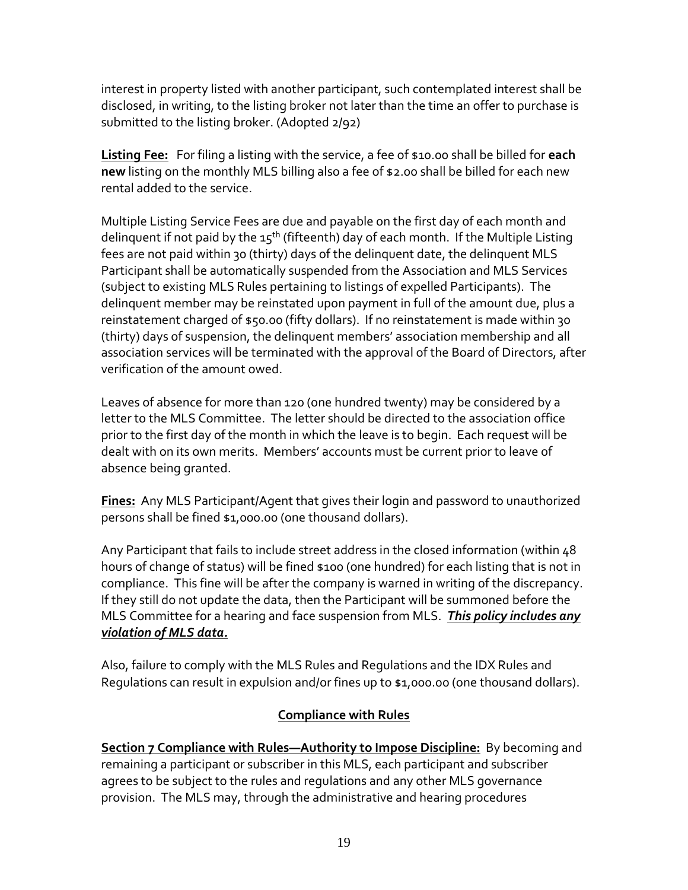interest in property listed with another participant, such contemplated interest shall be disclosed, in writing, to the listing broker not later than the time an offer to purchase is submitted to the listing broker. (Adopted 2/92)

**Listing Fee:** For filing a listing with the service, a fee of $10.00 shall be billed for **each new** listing on the monthly MLS billing also a fee of $2.00 shall be billed for each new rental added to the service.

Multiple Listing Service Fees are due and payable on the first day of each month and delinquent if not paid by the 15th (fifteenth) day of each month. If the Multiple Listing fees are not paid within 30 (thirty) days of the delinquent date, the delinquent MLS Participant shall be automatically suspended from the Association and MLS Services (subject to existing MLS Rules pertaining to listings of expelled Participants). The delinquent member may be reinstated upon payment in full of the amount due, plus a reinstatement charged of $50.00 (fifty dollars). If no reinstatement is made within 30 (thirty) days of suspension, the delinquent members' association membership and all association services will be terminated with the approval of the Board of Directors, after verification of the amount owed.

Leaves of absence for more than 120 (one hundred twenty) may be considered by a letter to the MLS Committee. The letter should be directed to the association office prior to the first day of the month in which the leave is to begin. Each request will be dealt with on its own merits. Members' accounts must be current prior to leave of absence being granted.

**Fines:** Any MLS Participant/Agent that gives their login and password to unauthorized persons shall be fined $1,000.00 (one thousand dollars).

Any Participant that fails to include street address in the closed information (within 48 hours of change of status) will be fined $100 (one hundred) for each listing that is not in compliance. This fine will be after the company is warned in writing of the discrepancy. If they still do not update the data, then the Participant will be summoned before the MLS Committee for a hearing and face suspension from MLS. ***This policy includes any violation of MLS data.***

Also, failure to comply with the MLS Rules and Regulations and the IDX Rules and Regulations can result in expulsion and/or fines up to $1,000.00 (one thousand dollars).

## Compliance with Rules

**Section 7 Compliance with Rules—Authority to Impose Discipline:** By becoming and remaining a participant or subscriber in this MLS, each participant and subscriber agrees to be subject to the rules and regulations and any other MLS governance provision. The MLS may, through the administrative and hearing procedures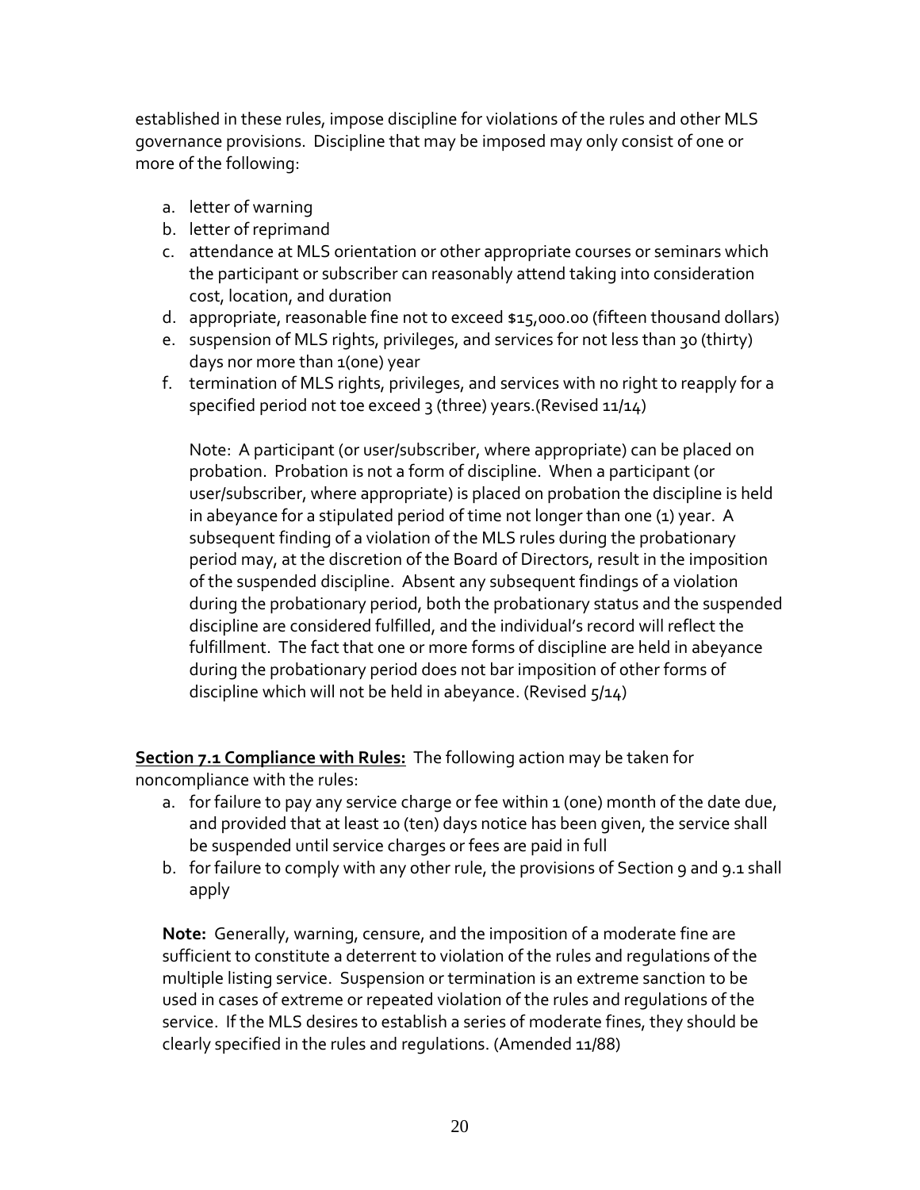established in these rules, impose discipline for violations of the rules and other MLS governance provisions. Discipline that may be imposed may only consist of one or more of the following:

a. letter of warning
b. letter of reprimand
c. attendance at MLS orientation or other appropriate courses or seminars which the participant or subscriber can reasonably attend taking into consideration cost, location, and duration
d. appropriate, reasonable fine not to exceed $15,000.00 (fifteen thousand dollars)
e. suspension of MLS rights, privileges, and services for not less than 30 (thirty) days nor more than 1(one) year
f. termination of MLS rights, privileges, and services with no right to reapply for a specified period not toe exceed 3 (three) years.(Revised 11/14)

   Note: A participant (or user/subscriber, where appropriate) can be placed on probation. Probation is not a form of discipline. When a participant (or user/subscriber, where appropriate) is placed on probation the discipline is held in abeyance for a stipulated period of time not longer than one (1) year. A subsequent finding of a violation of the MLS rules during the probationary period may, at the discretion of the Board of Directors, result in the imposition of the suspended discipline. Absent any subsequent findings of a violation during the probationary period, both the probationary status and the suspended discipline are considered fulfilled, and the individual's record will reflect the fulfillment. The fact that one or more forms of discipline are held in abeyance during the probationary period does not bar imposition of other forms of discipline which will not be held in abeyance. (Revised 5/14)

**Section 7.1 Compliance with Rules:** The following action may be taken for noncompliance with the rules:

a. for failure to pay any service charge or fee within 1 (one) month of the date due, and provided that at least 10 (ten) days notice has been given, the service shall be suspended until service charges or fees are paid in full
b. for failure to comply with any other rule, the provisions of Section 9 and 9.1 shall apply

**Note:** Generally, warning, censure, and the imposition of a moderate fine are sufficient to constitute a deterrent to violation of the rules and regulations of the multiple listing service. Suspension or termination is an extreme sanction to be used in cases of extreme or repeated violation of the rules and regulations of the service. If the MLS desires to establish a series of moderate fines, they should be clearly specified in the rules and regulations. (Amended 11/88)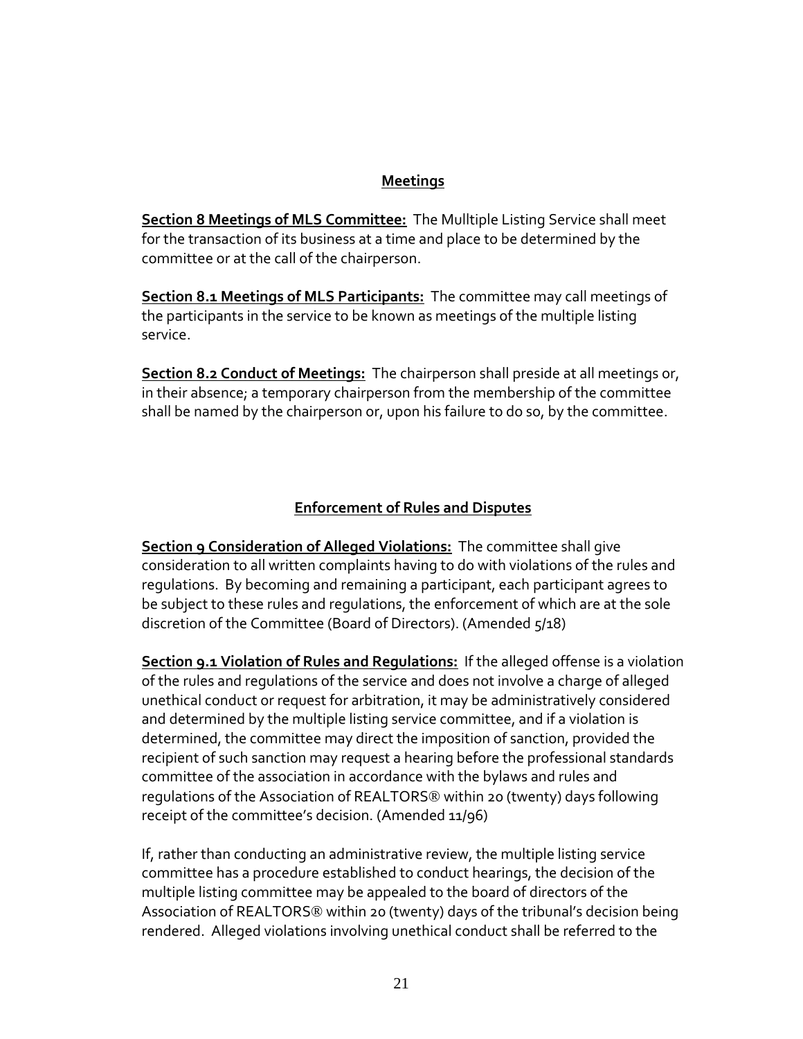## Meetings

**Section 8 Meetings of MLS Committee:** The Mulltiple Listing Service shall meet for the transaction of its business at a time and place to be determined by the committee or at the call of the chairperson.

**Section 8.1 Meetings of MLS Participants:** The committee may call meetings of the participants in the service to be known as meetings of the multiple listing service.

**Section 8.2 Conduct of Meetings:** The chairperson shall preside at all meetings or, in their absence; a temporary chairperson from the membership of the committee shall be named by the chairperson or, upon his failure to do so, by the committee.

## Enforcement of Rules and Disputes

**Section 9 Consideration of Alleged Violations:** The committee shall give consideration to all written complaints having to do with violations of the rules and regulations. By becoming and remaining a participant, each participant agrees to be subject to these rules and regulations, the enforcement of which are at the sole discretion of the Committee (Board of Directors). (Amended 5/18)

**Section 9.1 Violation of Rules and Regulations:** If the alleged offense is a violation of the rules and regulations of the service and does not involve a charge of alleged unethical conduct or request for arbitration, it may be administratively considered and determined by the multiple listing service committee, and if a violation is determined, the committee may direct the imposition of sanction, provided the recipient of such sanction may request a hearing before the professional standards committee of the association in accordance with the bylaws and rules and regulations of the Association of REALTORS® within 20 (twenty) days following receipt of the committee's decision. (Amended 11/96)

If, rather than conducting an administrative review, the multiple listing service committee has a procedure established to conduct hearings, the decision of the multiple listing committee may be appealed to the board of directors of the Association of REALTORS® within 20 (twenty) days of the tribunal's decision being rendered. Alleged violations involving unethical conduct shall be referred to the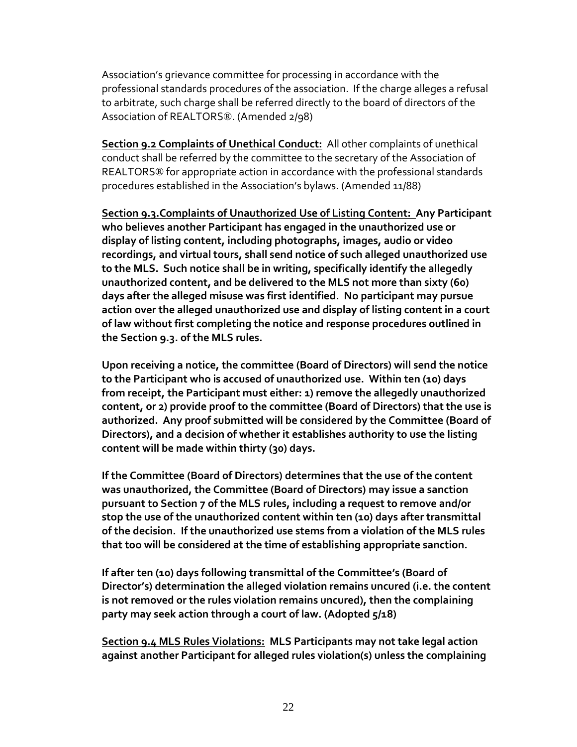Association's grievance committee for processing in accordance with the professional standards procedures of the association. If the charge alleges a refusal to arbitrate, such charge shall be referred directly to the board of directors of the Association of REALTORS®. (Amended 2/98)

**Section 9.2 Complaints of Unethical Conduct:** All other complaints of unethical conduct shall be referred by the committee to the secretary of the Association of REALTORS® for appropriate action in accordance with the professional standards procedures established in the Association's bylaws. (Amended 11/88)

**Section 9.3.Complaints of Unauthorized Use of Listing Content: Any Participant who believes another Participant has engaged in the unauthorized use or display of listing content, including photographs, images, audio or video recordings, and virtual tours, shall send notice of such alleged unauthorized use to the MLS. Such notice shall be in writing, specifically identify the allegedly unauthorized content, and be delivered to the MLS not more than sixty (60) days after the alleged misuse was first identified. No participant may pursue action over the alleged unauthorized use and display of listing content in a court of law without first completing the notice and response procedures outlined in the Section 9.3. of the MLS rules.**

**Upon receiving a notice, the committee (Board of Directors) will send the notice to the Participant who is accused of unauthorized use. Within ten (10) days from receipt, the Participant must either: 1) remove the allegedly unauthorized content, or 2) provide proof to the committee (Board of Directors) that the use is authorized. Any proof submitted will be considered by the Committee (Board of Directors), and a decision of whether it establishes authority to use the listing content will be made within thirty (30) days.**

**If the Committee (Board of Directors) determines that the use of the content was unauthorized, the Committee (Board of Directors) may issue a sanction pursuant to Section 7 of the MLS rules, including a request to remove and/or stop the use of the unauthorized content within ten (10) days after transmittal of the decision. If the unauthorized use stems from a violation of the MLS rules that too will be considered at the time of establishing appropriate sanction.**

**If after ten (10) days following transmittal of the Committee's (Board of Director's) determination the alleged violation remains uncured (i.e. the content is not removed or the rules violation remains uncured), then the complaining party may seek action through a court of law. (Adopted 5/18)**

**Section 9.4 MLS Rules Violations: MLS Participants may not take legal action against another Participant for alleged rules violation(s) unless the complaining**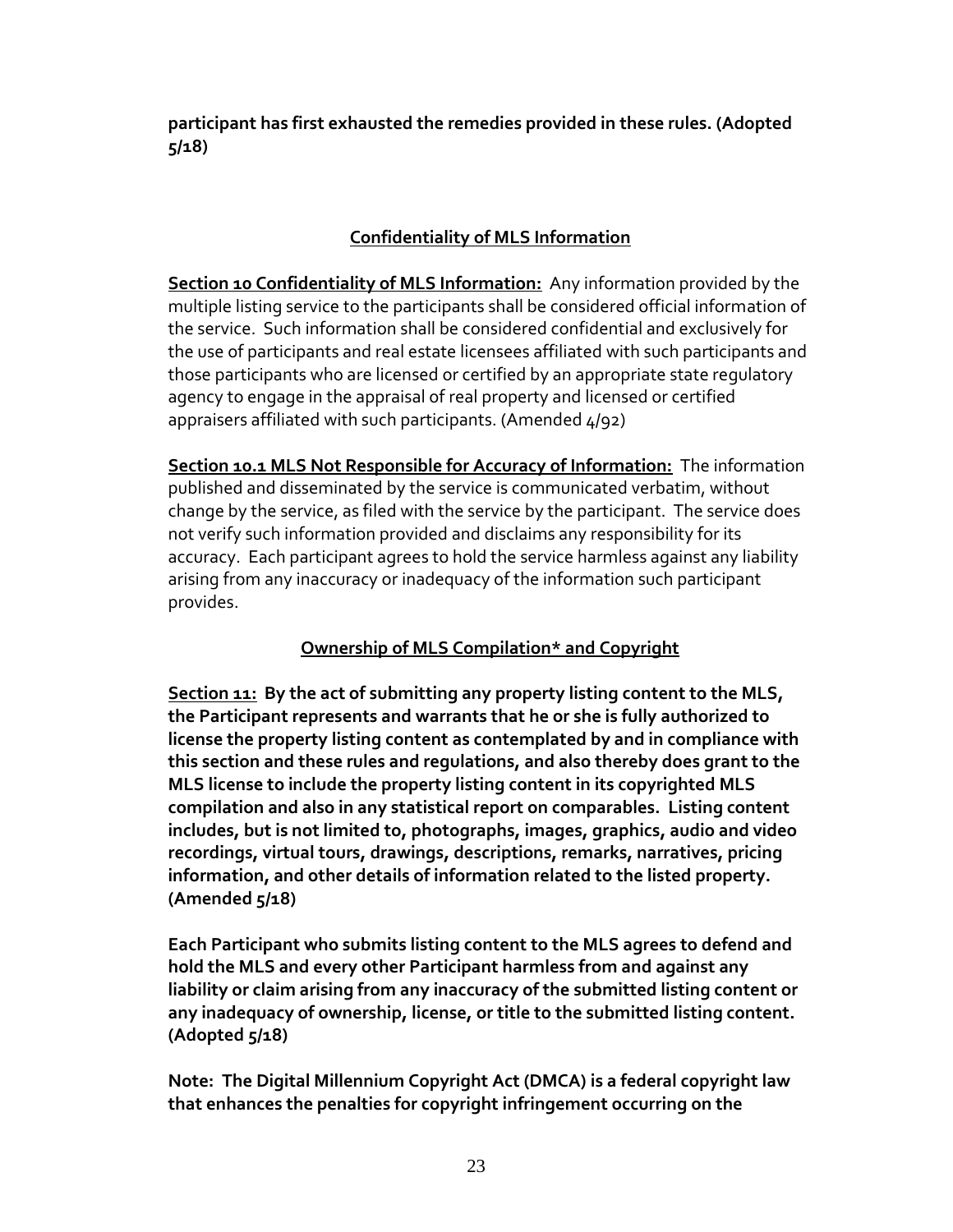**participant has first exhausted the remedies provided in these rules. (Adopted 5/18)**

## Confidentiality of MLS Information

**Section 10 Confidentiality of MLS Information:** Any information provided by the multiple listing service to the participants shall be considered official information of the service. Such information shall be considered confidential and exclusively for the use of participants and real estate licensees affiliated with such participants and those participants who are licensed or certified by an appropriate state regulatory agency to engage in the appraisal of real property and licensed or certified appraisers affiliated with such participants. (Amended 4/92)

**Section 10.1 MLS Not Responsible for Accuracy of Information:** The information published and disseminated by the service is communicated verbatim, without change by the service, as filed with the service by the participant. The service does not verify such information provided and disclaims any responsibility for its accuracy. Each participant agrees to hold the service harmless against any liability arising from any inaccuracy or inadequacy of the information such participant provides.

## Ownership of MLS Compilation* and Copyright

**Section 11: By the act of submitting any property listing content to the MLS, the Participant represents and warrants that he or she is fully authorized to license the property listing content as contemplated by and in compliance with this section and these rules and regulations, and also thereby does grant to the MLS license to include the property listing content in its copyrighted MLS compilation and also in any statistical report on comparables. Listing content includes, but is not limited to, photographs, images, graphics, audio and video recordings, virtual tours, drawings, descriptions, remarks, narratives, pricing information, and other details of information related to the listed property. (Amended 5/18)**

**Each Participant who submits listing content to the MLS agrees to defend and hold the MLS and every other Participant harmless from and against any liability or claim arising from any inaccuracy of the submitted listing content or any inadequacy of ownership, license, or title to the submitted listing content. (Adopted 5/18)**

**Note: The Digital Millennium Copyright Act (DMCA) is a federal copyright law that enhances the penalties for copyright infringement occurring on the**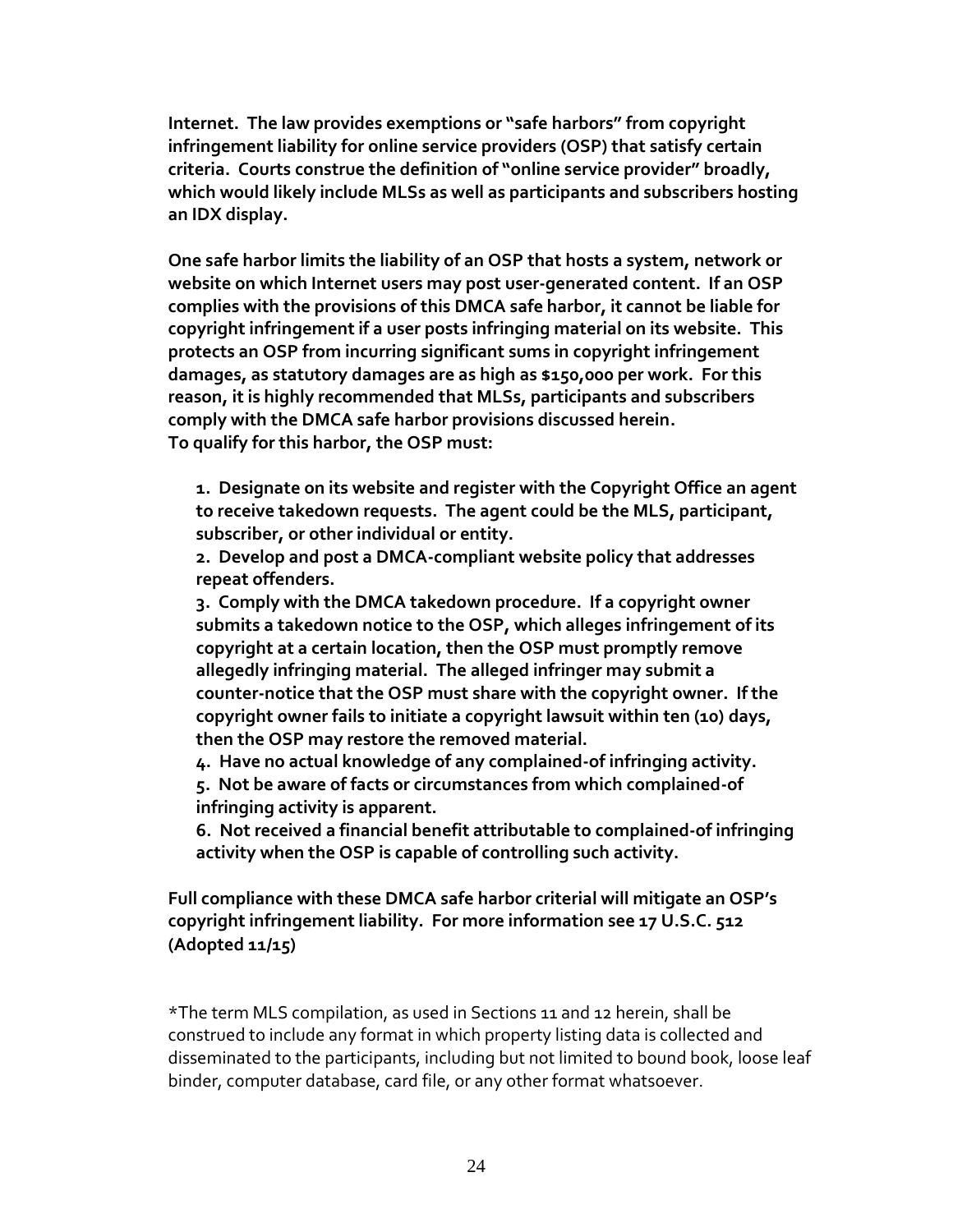**Internet. The law provides exemptions or "safe harbors" from copyright infringement liability for online service providers (OSP) that satisfy certain criteria. Courts construe the definition of "online service provider" broadly, which would likely include MLSs as well as participants and subscribers hosting an IDX display.**

**One safe harbor limits the liability of an OSP that hosts a system, network or website on which Internet users may post user-generated content. If an OSP complies with the provisions of this DMCA safe harbor, it cannot be liable for copyright infringement if a user posts infringing material on its website. This protects an OSP from incurring significant sums in copyright infringement damages, as statutory damages are as high as $150,000 per work. For this reason, it is highly recommended that MLSs, participants and subscribers comply with the DMCA safe harbor provisions discussed herein.**
**To qualify for this harbor, the OSP must:**

> **1. Designate on its website and register with the Copyright Office an agent to receive takedown requests. The agent could be the MLS, participant, subscriber, or other individual or entity.**
> **2. Develop and post a DMCA-compliant website policy that addresses repeat offenders.**
> **3. Comply with the DMCA takedown procedure. If a copyright owner submits a takedown notice to the OSP, which alleges infringement of its copyright at a certain location, then the OSP must promptly remove allegedly infringing material. The alleged infringer may submit a counter-notice that the OSP must share with the copyright owner. If the copyright owner fails to initiate a copyright lawsuit within ten (10) days, then the OSP may restore the removed material.**
> **4. Have no actual knowledge of any complained-of infringing activity.**
> **5. Not be aware of facts or circumstances from which complained-of infringing activity is apparent.**
> **6. Not received a financial benefit attributable to complained-of infringing activity when the OSP is capable of controlling such activity.**

**Full compliance with these DMCA safe harbor criterial will mitigate an OSP's copyright infringement liability. For more information see 17 U.S.C. 512 (Adopted 11/15)**

*The term MLS compilation, as used in Sections 11 and 12 herein, shall be construed to include any format in which property listing data is collected and disseminated to the participants, including but not limited to bound book, loose leaf binder, computer database, card file, or any other format whatsoever.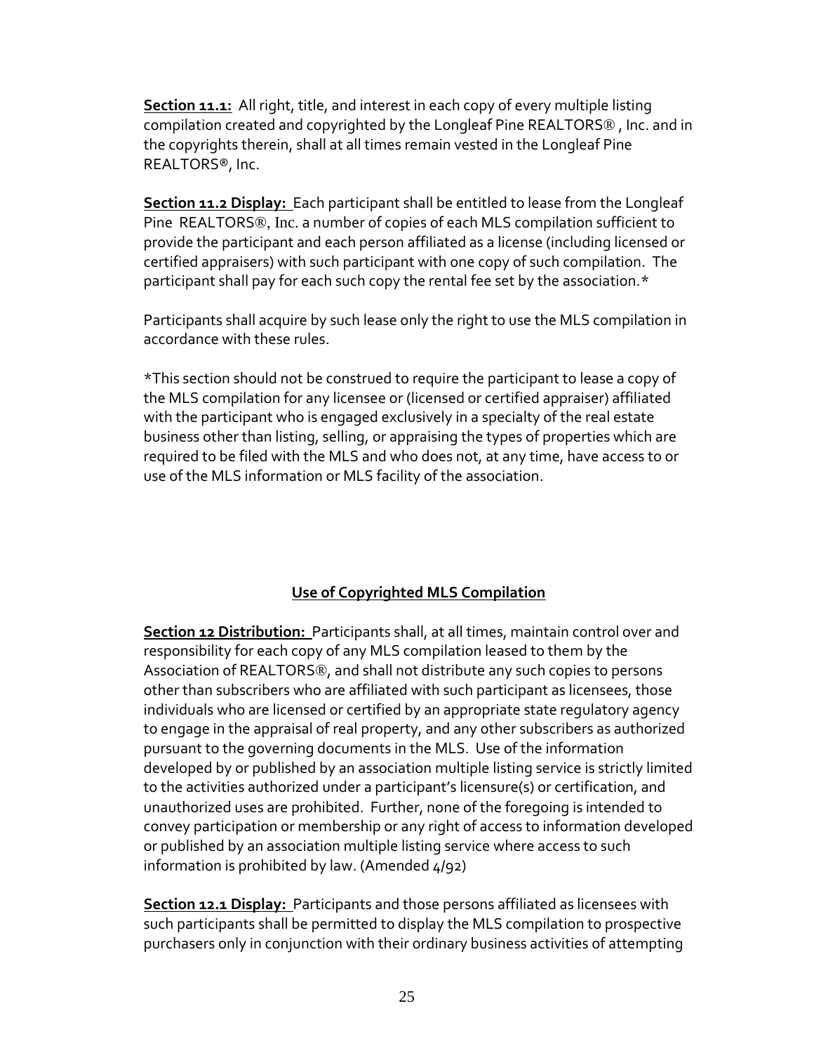**Section 11.1:** All right, title, and interest in each copy of every multiple listing compilation created and copyrighted by the Longleaf Pine REALTORS® , Inc. and in the copyrights therein, shall at all times remain vested in the Longleaf Pine REALTORS®, Inc.

**Section 11.2 Display:** Each participant shall be entitled to lease from the Longleaf Pine REALTORS®, Inc. a number of copies of each MLS compilation sufficient to provide the participant and each person affiliated as a license (including licensed or certified appraisers) with such participant with one copy of such compilation. The participant shall pay for each such copy the rental fee set by the association.*

Participants shall acquire by such lease only the right to use the MLS compilation in accordance with these rules.

*This section should not be construed to require the participant to lease a copy of the MLS compilation for any licensee or (licensed or certified appraiser) affiliated with the participant who is engaged exclusively in a specialty of the real estate business other than listing, selling, or appraising the types of properties which are required to be filed with the MLS and who does not, at any time, have access to or use of the MLS information or MLS facility of the association.

## Use of Copyrighted MLS Compilation

**Section 12 Distribution:** Participants shall, at all times, maintain control over and responsibility for each copy of any MLS compilation leased to them by the Association of REALTORS®, and shall not distribute any such copies to persons other than subscribers who are affiliated with such participant as licensees, those individuals who are licensed or certified by an appropriate state regulatory agency to engage in the appraisal of real property, and any other subscribers as authorized pursuant to the governing documents in the MLS. Use of the information developed by or published by an association multiple listing service is strictly limited to the activities authorized under a participant's licensure(s) or certification, and unauthorized uses are prohibited. Further, none of the foregoing is intended to convey participation or membership or any right of access to information developed or published by an association multiple listing service where access to such information is prohibited by law. (Amended 4/92)

**Section 12.1 Display:** Participants and those persons affiliated as licensees with such participants shall be permitted to display the MLS compilation to prospective purchasers only in conjunction with their ordinary business activities of attempting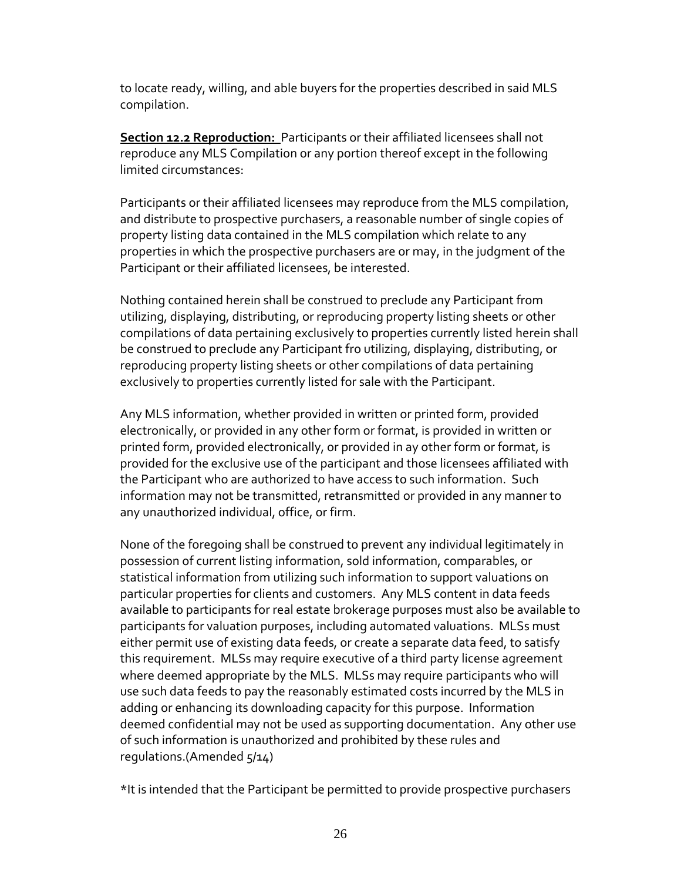to locate ready, willing, and able buyers for the properties described in said MLS compilation.

**Section 12.2 Reproduction:** Participants or their affiliated licensees shall not reproduce any MLS Compilation or any portion thereof except in the following limited circumstances:

Participants or their affiliated licensees may reproduce from the MLS compilation, and distribute to prospective purchasers, a reasonable number of single copies of property listing data contained in the MLS compilation which relate to any properties in which the prospective purchasers are or may, in the judgment of the Participant or their affiliated licensees, be interested.

Nothing contained herein shall be construed to preclude any Participant from utilizing, displaying, distributing, or reproducing property listing sheets or other compilations of data pertaining exclusively to properties currently listed herein shall be construed to preclude any Participant fro utilizing, displaying, distributing, or reproducing property listing sheets or other compilations of data pertaining exclusively to properties currently listed for sale with the Participant.

Any MLS information, whether provided in written or printed form, provided electronically, or provided in any other form or format, is provided in written or printed form, provided electronically, or provided in ay other form or format, is provided for the exclusive use of the participant and those licensees affiliated with the Participant who are authorized to have access to such information. Such information may not be transmitted, retransmitted or provided in any manner to any unauthorized individual, office, or firm.

None of the foregoing shall be construed to prevent any individual legitimately in possession of current listing information, sold information, comparables, or statistical information from utilizing such information to support valuations on particular properties for clients and customers. Any MLS content in data feeds available to participants for real estate brokerage purposes must also be available to participants for valuation purposes, including automated valuations. MLSs must either permit use of existing data feeds, or create a separate data feed, to satisfy this requirement. MLSs may require executive of a third party license agreement where deemed appropriate by the MLS. MLSs may require participants who will use such data feeds to pay the reasonably estimated costs incurred by the MLS in adding or enhancing its downloading capacity for this purpose. Information deemed confidential may not be used as supporting documentation. Any other use of such information is unauthorized and prohibited by these rules and regulations.(Amended 5/14)

*It is intended that the Participant be permitted to provide prospective purchasers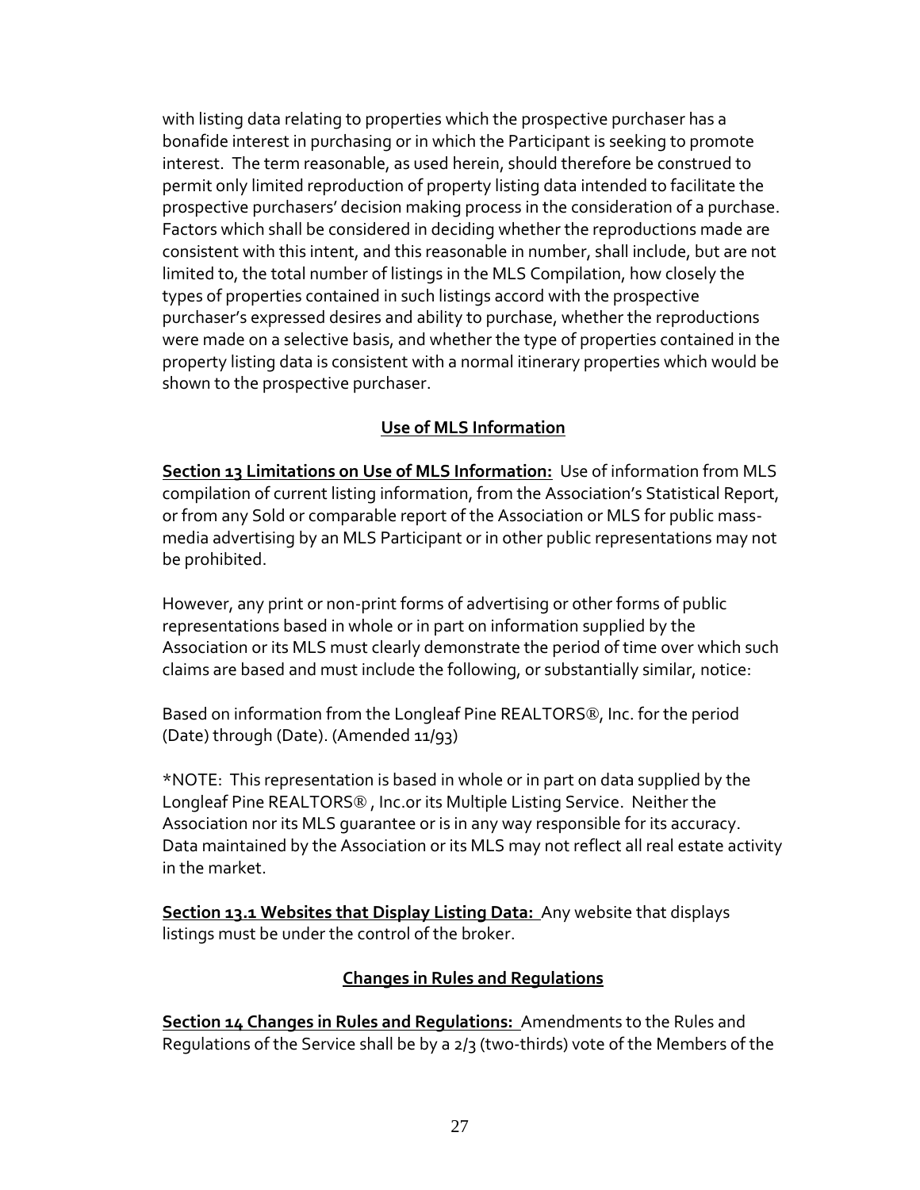with listing data relating to properties which the prospective purchaser has a bonafide interest in purchasing or in which the Participant is seeking to promote interest. The term reasonable, as used herein, should therefore be construed to permit only limited reproduction of property listing data intended to facilitate the prospective purchasers' decision making process in the consideration of a purchase. Factors which shall be considered in deciding whether the reproductions made are consistent with this intent, and this reasonable in number, shall include, but are not limited to, the total number of listings in the MLS Compilation, how closely the types of properties contained in such listings accord with the prospective purchaser's expressed desires and ability to purchase, whether the reproductions were made on a selective basis, and whether the type of properties contained in the property listing data is consistent with a normal itinerary properties which would be shown to the prospective purchaser.

## Use of MLS Information

**Section 13 Limitations on Use of MLS Information:** Use of information from MLS compilation of current listing information, from the Association's Statistical Report, or from any Sold or comparable report of the Association or MLS for public mass-media advertising by an MLS Participant or in other public representations may not be prohibited.

However, any print or non-print forms of advertising or other forms of public representations based in whole or in part on information supplied by the Association or its MLS must clearly demonstrate the period of time over which such claims are based and must include the following, or substantially similar, notice:

Based on information from the Longleaf Pine REALTORS®, Inc. for the period (Date) through (Date). (Amended 11/93)

*NOTE: This representation is based in whole or in part on data supplied by the Longleaf Pine REALTORS® , Inc.or its Multiple Listing Service. Neither the Association nor its MLS guarantee or is in any way responsible for its accuracy. Data maintained by the Association or its MLS may not reflect all real estate activity in the market.

**Section 13.1 Websites that Display Listing Data:** Any website that displays listings must be under the control of the broker.

## Changes in Rules and Regulations

**Section 14 Changes in Rules and Regulations:** Amendments to the Rules and Regulations of the Service shall be by a 2/3 (two-thirds) vote of the Members of the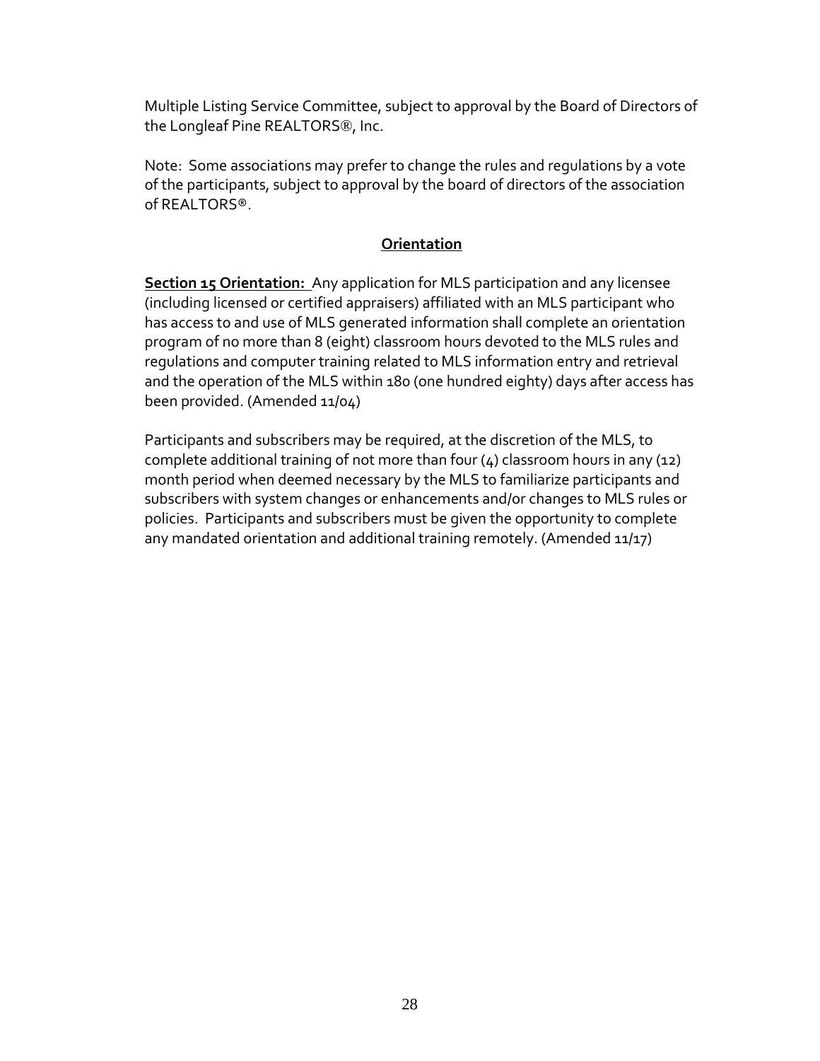Multiple Listing Service Committee, subject to approval by the Board of Directors of the Longleaf Pine REALTORS®, Inc.

Note: Some associations may prefer to change the rules and regulations by a vote of the participants, subject to approval by the board of directors of the association of REALTORS®.

## Orientation

**Section 15 Orientation:** Any application for MLS participation and any licensee (including licensed or certified appraisers) affiliated with an MLS participant who has access to and use of MLS generated information shall complete an orientation program of no more than 8 (eight) classroom hours devoted to the MLS rules and regulations and computer training related to MLS information entry and retrieval and the operation of the MLS within 180 (one hundred eighty) days after access has been provided. (Amended 11/04)

Participants and subscribers may be required, at the discretion of the MLS, to complete additional training of not more than four (4) classroom hours in any (12) month period when deemed necessary by the MLS to familiarize participants and subscribers with system changes or enhancements and/or changes to MLS rules or policies. Participants and subscribers must be given the opportunity to complete any mandated orientation and additional training remotely. (Amended 11/17)